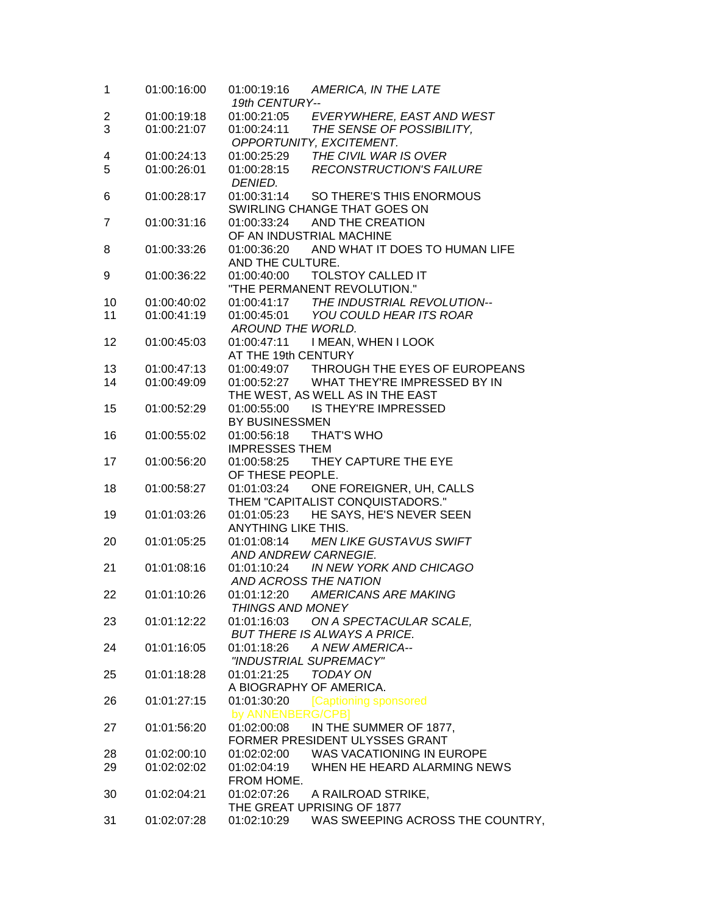| | | | |
|---|---|---|---|
| 1 | 01:00:16:00 | 01:00:19:16 | *AMERICA, IN THE LATE 19th CENTURY--* |
| 2 | 01:00:19:18 | 01:00:21:05 | *EVERYWHERE, EAST AND WEST* |
| 3 | 01:00:21:07 | 01:00:24:11 | *THE SENSE OF POSSIBILITY, OPPORTUNITY, EXCITEMENT.* |
| 4 | 01:00:24:13 | 01:00:25:29 | *THE CIVIL WAR IS OVER* |
| 5 | 01:00:26:01 | 01:00:28:15 | *RECONSTRUCTION'S FAILURE DENIED.* |
| 6 | 01:00:28:17 | 01:00:31:14 | SO THERE'S THIS ENORMOUS SWIRLING CHANGE THAT GOES ON |
| 7 | 01:00:31:16 | 01:00:33:24 | AND THE CREATION OF AN INDUSTRIAL MACHINE |
| 8 | 01:00:33:26 | 01:00:36:20 | AND WHAT IT DOES TO HUMAN LIFE AND THE CULTURE. |
| 9 | 01:00:36:22 | 01:00:40:00 | TOLSTOY CALLED IT "THE PERMANENT REVOLUTION." |
| 10 | 01:00:40:02 | 01:00:41:17 | *THE INDUSTRIAL REVOLUTION--* |
| 11 | 01:00:41:19 | 01:00:45:01 | *YOU COULD HEAR ITS ROAR AROUND THE WORLD.* |
| 12 | 01:00:45:03 | 01:00:47:11 | I MEAN, WHEN I LOOK AT THE 19th CENTURY |
| 13 | 01:00:47:13 | 01:00:49:07 | THROUGH THE EYES OF EUROPEANS |
| 14 | 01:00:49:09 | 01:00:52:27 | WHAT THEY'RE IMPRESSED BY IN THE WEST, AS WELL AS IN THE EAST |
| 15 | 01:00:52:29 | 01:00:55:00 | IS THEY'RE IMPRESSED BY BUSINESSMEN |
| 16 | 01:00:55:02 | 01:00:56:18 | THAT'S WHO IMPRESSES THEM |
| 17 | 01:00:56:20 | 01:00:58:25 | THEY CAPTURE THE EYE OF THESE PEOPLE. |
| 18 | 01:00:58:27 | 01:01:03:24 | ONE FOREIGNER, UH, CALLS THEM "CAPITALIST CONQUISTADORS." |
| 19 | 01:01:03:26 | 01:01:05:23 | HE SAYS, HE'S NEVER SEEN ANYTHING LIKE THIS. |
| 20 | 01:01:05:25 | 01:01:08:14 | *MEN LIKE GUSTAVUS SWIFT AND ANDREW CARNEGIE.* |
| 21 | 01:01:08:16 | 01:01:10:24 | *IN NEW YORK AND CHICAGO AND ACROSS THE NATION* |
| 22 | 01:01:10:26 | 01:01:12:20 | *AMERICANS ARE MAKING THINGS AND MONEY* |
| 23 | 01:01:12:22 | 01:01:16:03 | *ON A SPECTACULAR SCALE, BUT THERE IS ALWAYS A PRICE.* |
| 24 | 01:01:16:05 | 01:01:18:26 | *A NEW AMERICA-- "INDUSTRIAL SUPREMACY"* |
| 25 | 01:01:18:28 | 01:01:21:25 | *TODAY ON* A BIOGRAPHY OF AMERICA. |
| 26 | 01:01:27:15 | 01:01:30:20 | [Captioning sponsored by ANNENBERG/CPB] |
| 27 | 01:01:56:20 | 01:02:00:08 | IN THE SUMMER OF 1877, FORMER PRESIDENT ULYSSES GRANT |
| 28 | 01:02:00:10 | 01:02:02:00 | WAS VACATIONING IN EUROPE |
| 29 | 01:02:02:02 | 01:02:04:19 | WHEN HE HEARD ALARMING NEWS FROM HOME. |
| 30 | 01:02:04:21 | 01:02:07:26 | A RAILROAD STRIKE, THE GREAT UPRISING OF 1877 |
| 31 | 01:02:07:28 | 01:02:10:29 | WAS SWEEPING ACROSS THE COUNTRY, |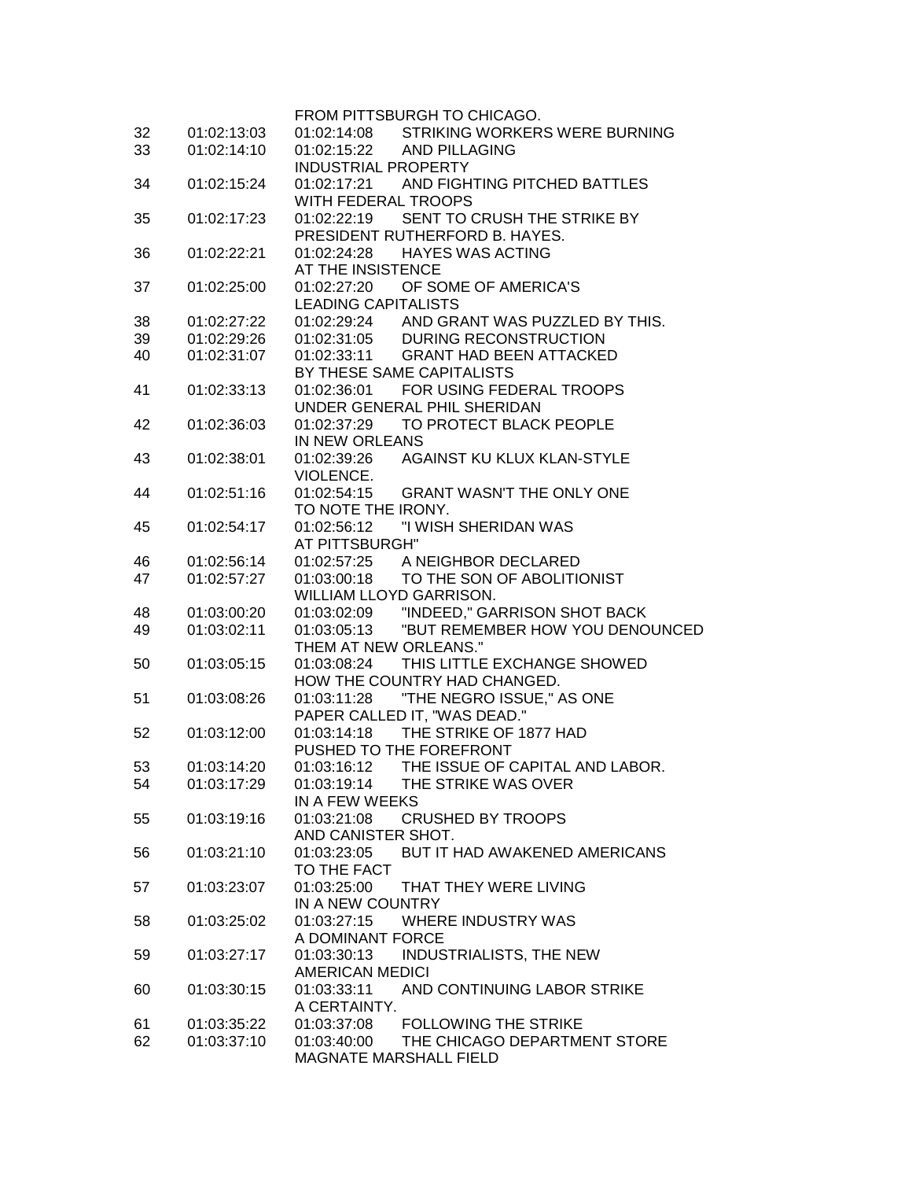FROM PITTSBURGH TO CHICAGO.

| | | | |
|---|---|---|---|
| 32 | 01:02:13:03 | 01:02:14:08 | STRIKING WORKERS WERE BURNING |
| 33 | 01:02:14:10 | 01:02:15:22 | AND PILLAGING INDUSTRIAL PROPERTY |
| 34 | 01:02:15:24 | 01:02:17:21 | AND FIGHTING PITCHED BATTLES WITH FEDERAL TROOPS |
| 35 | 01:02:17:23 | 01:02:22:19 | SENT TO CRUSH THE STRIKE BY PRESIDENT RUTHERFORD B. HAYES. |
| 36 | 01:02:22:21 | 01:02:24:28 | HAYES WAS ACTING AT THE INSISTENCE |
| 37 | 01:02:25:00 | 01:02:27:20 | OF SOME OF AMERICA'S LEADING CAPITALISTS |
| 38 | 01:02:27:22 | 01:02:29:24 | AND GRANT WAS PUZZLED BY THIS. |
| 39 | 01:02:29:26 | 01:02:31:05 | DURING RECONSTRUCTION |
| 40 | 01:02:31:07 | 01:02:33:11 | GRANT HAD BEEN ATTACKED BY THESE SAME CAPITALISTS |
| 41 | 01:02:33:13 | 01:02:36:01 | FOR USING FEDERAL TROOPS UNDER GENERAL PHIL SHERIDAN |
| 42 | 01:02:36:03 | 01:02:37:29 | TO PROTECT BLACK PEOPLE IN NEW ORLEANS |
| 43 | 01:02:38:01 | 01:02:39:26 | AGAINST KU KLUX KLAN-STYLE VIOLENCE. |
| 44 | 01:02:51:16 | 01:02:54:15 | GRANT WASN'T THE ONLY ONE TO NOTE THE IRONY. |
| 45 | 01:02:54:17 | 01:02:56:12 | "I WISH SHERIDAN WAS AT PITTSBURGH" |
| 46 | 01:02:56:14 | 01:02:57:25 | A NEIGHBOR DECLARED |
| 47 | 01:02:57:27 | 01:03:00:18 | TO THE SON OF ABOLITIONIST WILLIAM LLOYD GARRISON. |
| 48 | 01:03:00:20 | 01:03:02:09 | "INDEED," GARRISON SHOT BACK |
| 49 | 01:03:02:11 | 01:03:05:13 | "BUT REMEMBER HOW YOU DENOUNCED THEM AT NEW ORLEANS." |
| 50 | 01:03:05:15 | 01:03:08:24 | THIS LITTLE EXCHANGE SHOWED HOW THE COUNTRY HAD CHANGED. |
| 51 | 01:03:08:26 | 01:03:11:28 | "THE NEGRO ISSUE," AS ONE PAPER CALLED IT, "WAS DEAD." |
| 52 | 01:03:12:00 | 01:03:14:18 | THE STRIKE OF 1877 HAD PUSHED TO THE FOREFRONT |
| 53 | 01:03:14:20 | 01:03:16:12 | THE ISSUE OF CAPITAL AND LABOR. |
| 54 | 01:03:17:29 | 01:03:19:14 | THE STRIKE WAS OVER IN A FEW WEEKS |
| 55 | 01:03:19:16 | 01:03:21:08 | CRUSHED BY TROOPS AND CANISTER SHOT. |
| 56 | 01:03:21:10 | 01:03:23:05 | BUT IT HAD AWAKENED AMERICANS TO THE FACT |
| 57 | 01:03:23:07 | 01:03:25:00 | THAT THEY WERE LIVING IN A NEW COUNTRY |
| 58 | 01:03:25:02 | 01:03:27:15 | WHERE INDUSTRY WAS A DOMINANT FORCE |
| 59 | 01:03:27:17 | 01:03:30:13 | INDUSTRIALISTS, THE NEW AMERICAN MEDICI |
| 60 | 01:03:30:15 | 01:03:33:11 | AND CONTINUING LABOR STRIKE A CERTAINTY. |
| 61 | 01:03:35:22 | 01:03:37:08 | FOLLOWING THE STRIKE |
| 62 | 01:03:37:10 | 01:03:40:00 | THE CHICAGO DEPARTMENT STORE MAGNATE MARSHALL FIELD |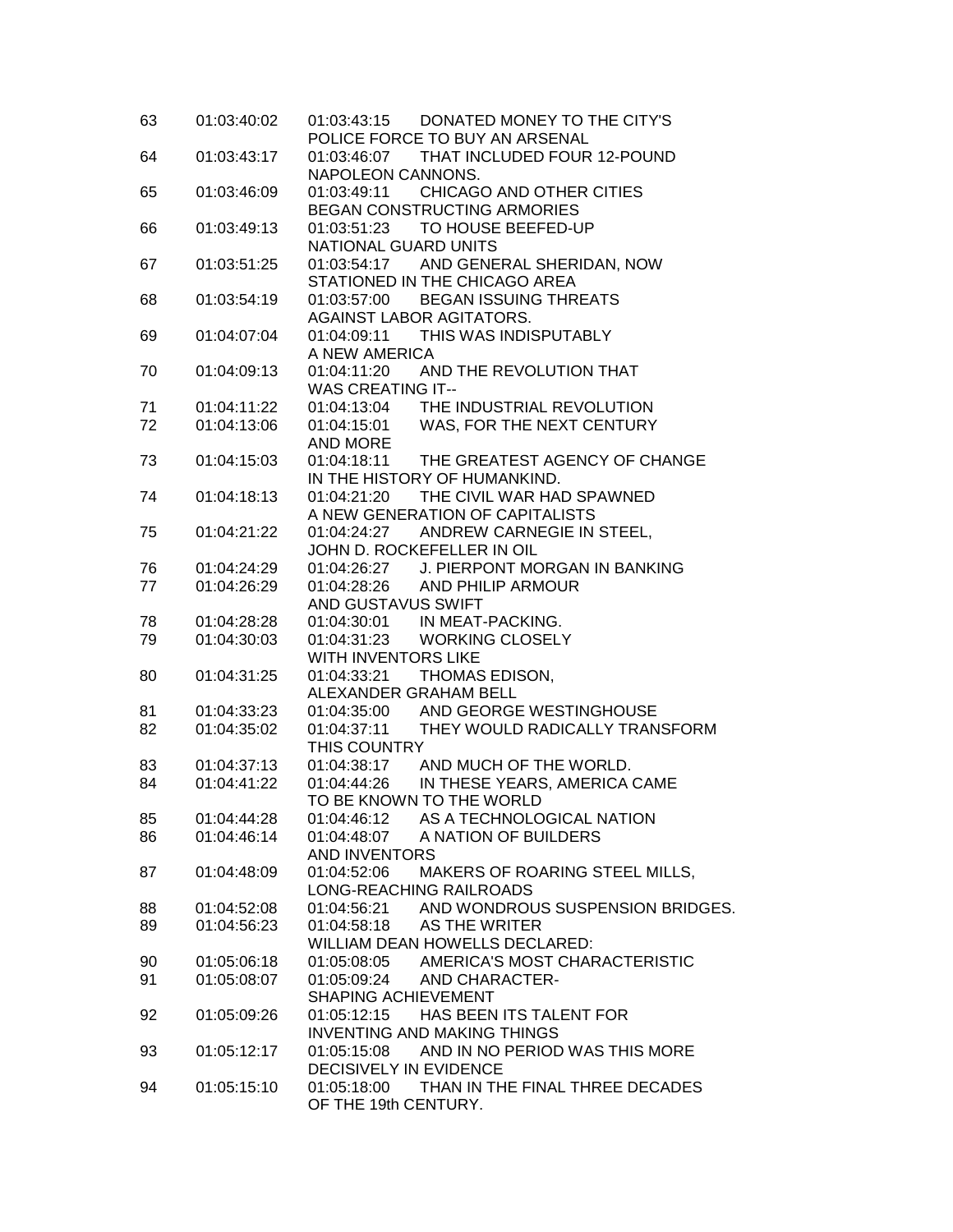| | | | |
|---|---|---|---|
| 63 | 01:03:40:02 | 01:03:43:15 | DONATED MONEY TO THE CITY'S POLICE FORCE TO BUY AN ARSENAL |
| 64 | 01:03:43:17 | 01:03:46:07 | THAT INCLUDED FOUR 12-POUND NAPOLEON CANNONS. |
| 65 | 01:03:46:09 | 01:03:49:11 | CHICAGO AND OTHER CITIES BEGAN CONSTRUCTING ARMORIES |
| 66 | 01:03:49:13 | 01:03:51:23 | TO HOUSE BEEFED-UP NATIONAL GUARD UNITS |
| 67 | 01:03:51:25 | 01:03:54:17 | AND GENERAL SHERIDAN, NOW STATIONED IN THE CHICAGO AREA |
| 68 | 01:03:54:19 | 01:03:57:00 | BEGAN ISSUING THREATS AGAINST LABOR AGITATORS. |
| 69 | 01:04:07:04 | 01:04:09:11 | THIS WAS INDISPUTABLY A NEW AMERICA |
| 70 | 01:04:09:13 | 01:04:11:20 | AND THE REVOLUTION THAT WAS CREATING IT-- |
| 71 | 01:04:11:22 | 01:04:13:04 | THE INDUSTRIAL REVOLUTION |
| 72 | 01:04:13:06 | 01:04:15:01 | WAS, FOR THE NEXT CENTURY AND MORE |
| 73 | 01:04:15:03 | 01:04:18:11 | THE GREATEST AGENCY OF CHANGE IN THE HISTORY OF HUMANKIND. |
| 74 | 01:04:18:13 | 01:04:21:20 | THE CIVIL WAR HAD SPAWNED A NEW GENERATION OF CAPITALISTS |
| 75 | 01:04:21:22 | 01:04:24:27 | ANDREW CARNEGIE IN STEEL, JOHN D. ROCKEFELLER IN OIL |
| 76 | 01:04:24:29 | 01:04:26:27 | J. PIERPONT MORGAN IN BANKING |
| 77 | 01:04:26:29 | 01:04:28:26 | AND PHILIP ARMOUR AND GUSTAVUS SWIFT |
| 78 | 01:04:28:28 | 01:04:30:01 | IN MEAT-PACKING. |
| 79 | 01:04:30:03 | 01:04:31:23 | WORKING CLOSELY WITH INVENTORS LIKE |
| 80 | 01:04:31:25 | 01:04:33:21 | THOMAS EDISON, ALEXANDER GRAHAM BELL |
| 81 | 01:04:33:23 | 01:04:35:00 | AND GEORGE WESTINGHOUSE |
| 82 | 01:04:35:02 | 01:04:37:11 | THEY WOULD RADICALLY TRANSFORM THIS COUNTRY |
| 83 | 01:04:37:13 | 01:04:38:17 | AND MUCH OF THE WORLD. |
| 84 | 01:04:41:22 | 01:04:44:26 | IN THESE YEARS, AMERICA CAME TO BE KNOWN TO THE WORLD |
| 85 | 01:04:44:28 | 01:04:46:12 | AS A TECHNOLOGICAL NATION |
| 86 | 01:04:46:14 | 01:04:48:07 | A NATION OF BUILDERS AND INVENTORS |
| 87 | 01:04:48:09 | 01:04:52:06 | MAKERS OF ROARING STEEL MILLS, LONG-REACHING RAILROADS |
| 88 | 01:04:52:08 | 01:04:56:21 | AND WONDROUS SUSPENSION BRIDGES. |
| 89 | 01:04:56:23 | 01:04:58:18 | AS THE WRITER WILLIAM DEAN HOWELLS DECLARED: |
| 90 | 01:05:06:18 | 01:05:08:05 | AMERICA'S MOST CHARACTERISTIC |
| 91 | 01:05:08:07 | 01:05:09:24 | AND CHARACTER- SHAPING ACHIEVEMENT |
| 92 | 01:05:09:26 | 01:05:12:15 | HAS BEEN ITS TALENT FOR INVENTING AND MAKING THINGS |
| 93 | 01:05:12:17 | 01:05:15:08 | AND IN NO PERIOD WAS THIS MORE DECISIVELY IN EVIDENCE |
| 94 | 01:05:15:10 | 01:05:18:00 | THAN IN THE FINAL THREE DECADES OF THE 19th CENTURY. |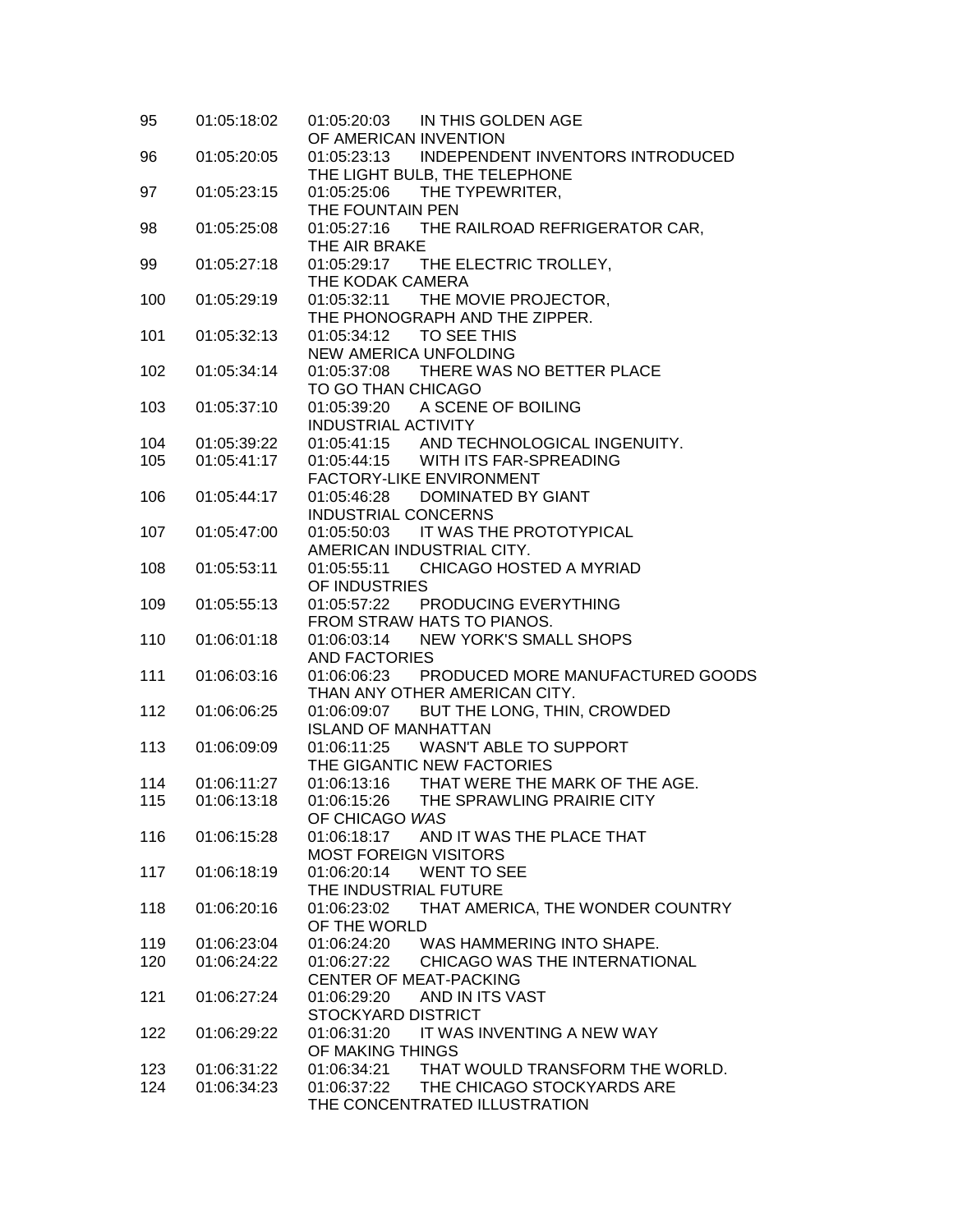| | | | |
|---|---|---|---|
| 95 | 01:05:18:02 | 01:05:20:03 | IN THIS GOLDEN AGE OF AMERICAN INVENTION |
| 96 | 01:05:20:05 | 01:05:23:13 | INDEPENDENT INVENTORS INTRODUCED THE LIGHT BULB, THE TELEPHONE |
| 97 | 01:05:23:15 | 01:05:25:06 | THE TYPEWRITER, THE FOUNTAIN PEN |
| 98 | 01:05:25:08 | 01:05:27:16 | THE RAILROAD REFRIGERATOR CAR, THE AIR BRAKE |
| 99 | 01:05:27:18 | 01:05:29:17 | THE ELECTRIC TROLLEY, THE KODAK CAMERA |
| 100 | 01:05:29:19 | 01:05:32:11 | THE MOVIE PROJECTOR, THE PHONOGRAPH AND THE ZIPPER. |
| 101 | 01:05:32:13 | 01:05:34:12 | TO SEE THIS NEW AMERICA UNFOLDING |
| 102 | 01:05:34:14 | 01:05:37:08 | THERE WAS NO BETTER PLACE TO GO THAN CHICAGO |
| 103 | 01:05:37:10 | 01:05:39:20 | A SCENE OF BOILING INDUSTRIAL ACTIVITY |
| 104 | 01:05:39:22 | 01:05:41:15 | AND TECHNOLOGICAL INGENUITY. |
| 105 | 01:05:41:17 | 01:05:44:15 | WITH ITS FAR-SPREADING FACTORY-LIKE ENVIRONMENT |
| 106 | 01:05:44:17 | 01:05:46:28 | DOMINATED BY GIANT INDUSTRIAL CONCERNS |
| 107 | 01:05:47:00 | 01:05:50:03 | IT WAS THE PROTOTYPICAL AMERICAN INDUSTRIAL CITY. |
| 108 | 01:05:53:11 | 01:05:55:11 | CHICAGO HOSTED A MYRIAD OF INDUSTRIES |
| 109 | 01:05:55:13 | 01:05:57:22 | PRODUCING EVERYTHING FROM STRAW HATS TO PIANOS. |
| 110 | 01:06:01:18 | 01:06:03:14 | NEW YORK'S SMALL SHOPS AND FACTORIES |
| 111 | 01:06:03:16 | 01:06:06:23 | PRODUCED MORE MANUFACTURED GOODS THAN ANY OTHER AMERICAN CITY. |
| 112 | 01:06:06:25 | 01:06:09:07 | BUT THE LONG, THIN, CROWDED ISLAND OF MANHATTAN |
| 113 | 01:06:09:09 | 01:06:11:25 | WASN'T ABLE TO SUPPORT THE GIGANTIC NEW FACTORIES |
| 114 | 01:06:11:27 | 01:06:13:16 | THAT WERE THE MARK OF THE AGE. |
| 115 | 01:06:13:18 | 01:06:15:26 | THE SPRAWLING PRAIRIE CITY OF CHICAGO *WAS* |
| 116 | 01:06:15:28 | 01:06:18:17 | AND IT WAS THE PLACE THAT MOST FOREIGN VISITORS |
| 117 | 01:06:18:19 | 01:06:20:14 | WENT TO SEE THE INDUSTRIAL FUTURE |
| 118 | 01:06:20:16 | 01:06:23:02 | THAT AMERICA, THE WONDER COUNTRY OF THE WORLD |
| 119 | 01:06:23:04 | 01:06:24:20 | WAS HAMMERING INTO SHAPE. |
| 120 | 01:06:24:22 | 01:06:27:22 | CHICAGO WAS THE INTERNATIONAL CENTER OF MEAT-PACKING |
| 121 | 01:06:27:24 | 01:06:29:20 | AND IN ITS VAST STOCKYARD DISTRICT |
| 122 | 01:06:29:22 | 01:06:31:20 | IT WAS INVENTING A NEW WAY OF MAKING THINGS |
| 123 | 01:06:31:22 | 01:06:34:21 | THAT WOULD TRANSFORM THE WORLD. |
| 124 | 01:06:34:23 | 01:06:37:22 | THE CHICAGO STOCKYARDS ARE THE CONCENTRATED ILLUSTRATION |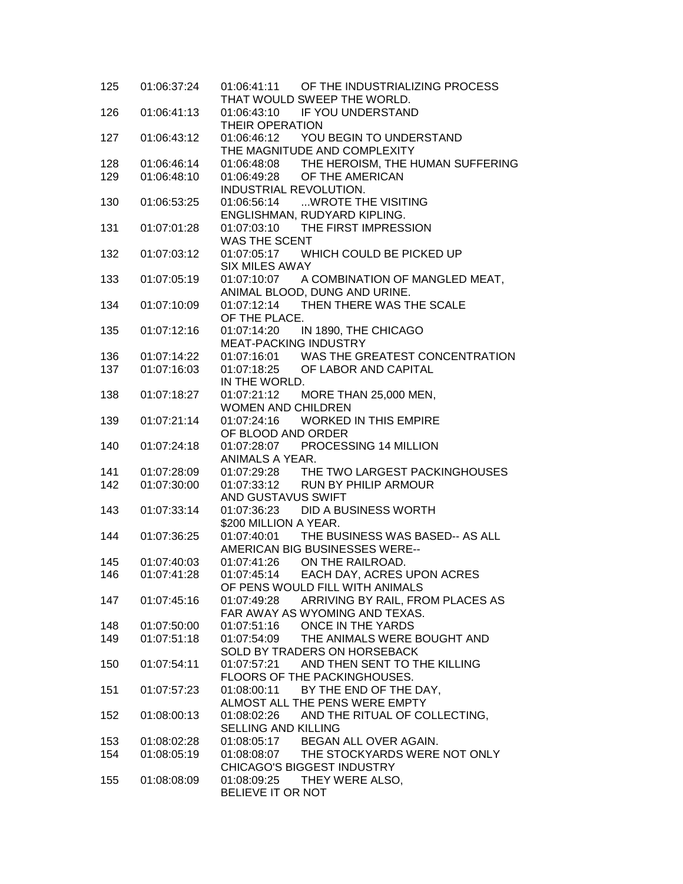125 01:06:37:24 01:06:41:11 OF THE INDUSTRIALIZING PROCESS
THAT WOULD SWEEP THE WORLD.
126 01:06:41:13 01:06:43:10 IF YOU UNDERSTAND
THEIR OPERATION
127 01:06:43:12 01:06:46:12 YOU BEGIN TO UNDERSTAND
THE MAGNITUDE AND COMPLEXITY
128 01:06:46:14 01:06:48:08 THE HEROISM, THE HUMAN SUFFERING
129 01:06:48:10 01:06:49:28 OF THE AMERICAN
INDUSTRIAL REVOLUTION.
130 01:06:53:25 01:06:56:14 ...WROTE THE VISITING
ENGLISHMAN, RUDYARD KIPLING.
131 01:07:01:28 01:07:03:10 THE FIRST IMPRESSION
WAS THE SCENT
132 01:07:03:12 01:07:05:17 WHICH COULD BE PICKED UP
SIX MILES AWAY
133 01:07:05:19 01:07:10:07 A COMBINATION OF MANGLED MEAT,
ANIMAL BLOOD, DUNG AND URINE.
134 01:07:10:09 01:07:12:14 THEN THERE WAS THE SCALE
OF THE PLACE.
135 01:07:12:16 01:07:14:20 IN 1890, THE CHICAGO
MEAT-PACKING INDUSTRY
136 01:07:14:22 01:07:16:01 WAS THE GREATEST CONCENTRATION
137 01:07:16:03 01:07:18:25 OF LABOR AND CAPITAL
IN THE WORLD.
138 01:07:18:27 01:07:21:12 MORE THAN 25,000 MEN,
WOMEN AND CHILDREN
139 01:07:21:14 01:07:24:16 WORKED IN THIS EMPIRE
OF BLOOD AND ORDER
140 01:07:24:18 01:07:28:07 PROCESSING 14 MILLION
ANIMALS A YEAR.
141 01:07:28:09 01:07:29:28 THE TWO LARGEST PACKINGHOUSES
142 01:07:30:00 01:07:33:12 RUN BY PHILIP ARMOUR
AND GUSTAVUS SWIFT
143 01:07:33:14 01:07:36:23 DID A BUSINESS WORTH
$200 MILLION A YEAR.
144 01:07:36:25 01:07:40:01 THE BUSINESS WAS BASED-- AS ALL
AMERICAN BIG BUSINESSES WERE--
145 01:07:40:03 01:07:41:26 ON THE RAILROAD.
146 01:07:41:28 01:07:45:14 EACH DAY, ACRES UPON ACRES
OF PENS WOULD FILL WITH ANIMALS
147 01:07:45:16 01:07:49:28 ARRIVING BY RAIL, FROM PLACES AS
FAR AWAY AS WYOMING AND TEXAS.
148 01:07:50:00 01:07:51:16 ONCE IN THE YARDS
149 01:07:51:18 01:07:54:09 THE ANIMALS WERE BOUGHT AND
SOLD BY TRADERS ON HORSEBACK
150 01:07:54:11 01:07:57:21 AND THEN SENT TO THE KILLING
FLOORS OF THE PACKINGHOUSES.
151 01:07:57:23 01:08:00:11 BY THE END OF THE DAY,
ALMOST ALL THE PENS WERE EMPTY
152 01:08:00:13 01:08:02:26 AND THE RITUAL OF COLLECTING,
SELLING AND KILLING
153 01:08:02:28 01:08:05:17 BEGAN ALL OVER AGAIN.
154 01:08:05:19 01:08:08:07 THE STOCKYARDS WERE NOT ONLY
CHICAGO'S BIGGEST INDUSTRY
155 01:08:08:09 01:08:09:25 THEY WERE ALSO,
BELIEVE IT OR NOT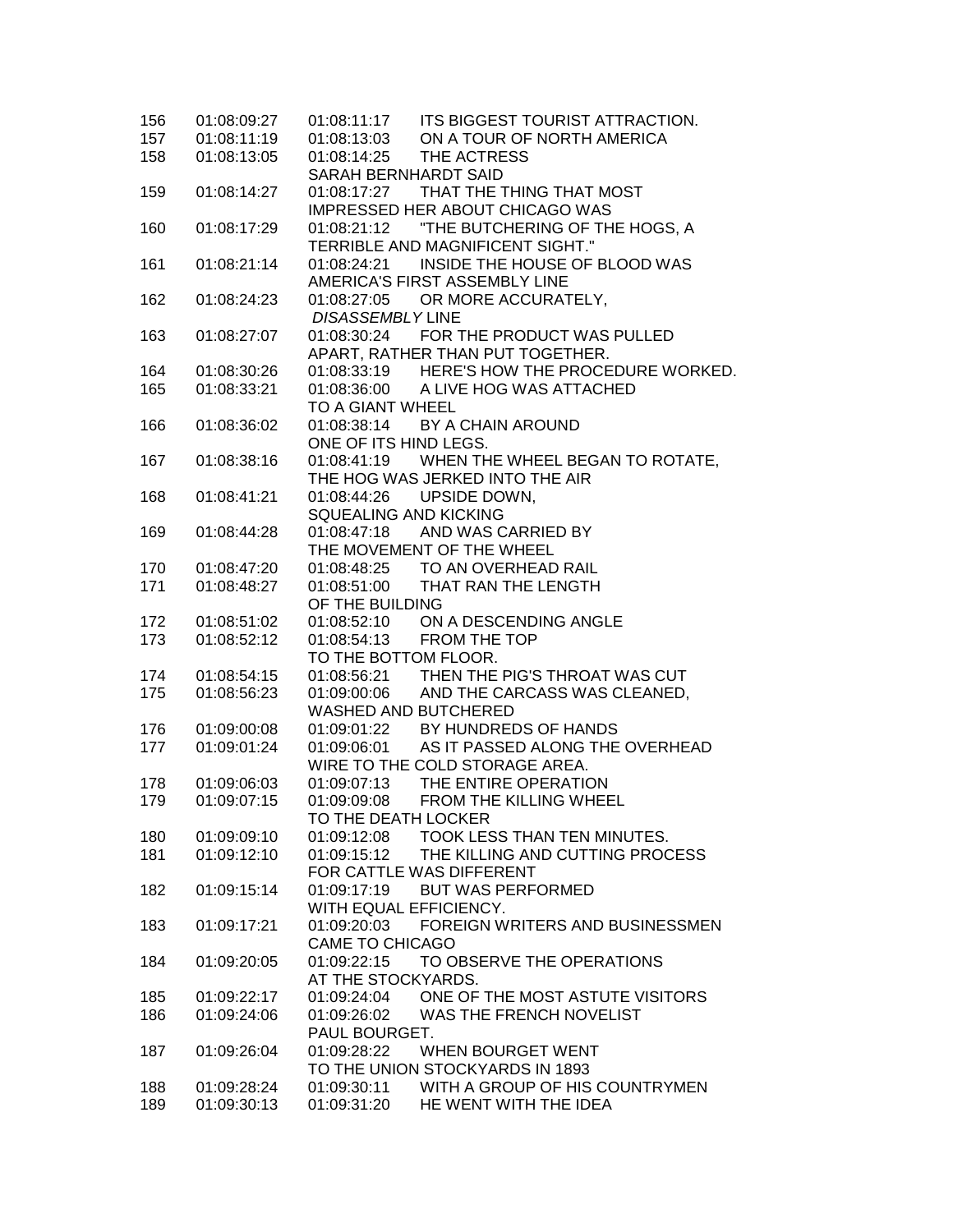| | | | |
|---|---|---|---|
| 156 | 01:08:09:27 | 01:08:11:17 | ITS BIGGEST TOURIST ATTRACTION. |
| 157 | 01:08:11:19 | 01:08:13:03 | ON A TOUR OF NORTH AMERICA |
| 158 | 01:08:13:05 | 01:08:14:25 | THE ACTRESS SARAH BERNHARDT SAID |
| 159 | 01:08:14:27 | 01:08:17:27 | THAT THE THING THAT MOST IMPRESSED HER ABOUT CHICAGO WAS |
| 160 | 01:08:17:29 | 01:08:21:12 | "THE BUTCHERING OF THE HOGS, A TERRIBLE AND MAGNIFICENT SIGHT." |
| 161 | 01:08:21:14 | 01:08:24:21 | INSIDE THE HOUSE OF BLOOD WAS AMERICA'S FIRST ASSEMBLY LINE |
| 162 | 01:08:24:23 | 01:08:27:05 | OR MORE ACCURATELY, *DISASSEMBLY* LINE |
| 163 | 01:08:27:07 | 01:08:30:24 | FOR THE PRODUCT WAS PULLED APART, RATHER THAN PUT TOGETHER. |
| 164 | 01:08:30:26 | 01:08:33:19 | HERE'S HOW THE PROCEDURE WORKED. |
| 165 | 01:08:33:21 | 01:08:36:00 | A LIVE HOG WAS ATTACHED TO A GIANT WHEEL |
| 166 | 01:08:36:02 | 01:08:38:14 | BY A CHAIN AROUND ONE OF ITS HIND LEGS. |
| 167 | 01:08:38:16 | 01:08:41:19 | WHEN THE WHEEL BEGAN TO ROTATE, THE HOG WAS JERKED INTO THE AIR |
| 168 | 01:08:41:21 | 01:08:44:26 | UPSIDE DOWN, SQUEALING AND KICKING |
| 169 | 01:08:44:28 | 01:08:47:18 | AND WAS CARRIED BY THE MOVEMENT OF THE WHEEL |
| 170 | 01:08:47:20 | 01:08:48:25 | TO AN OVERHEAD RAIL |
| 171 | 01:08:48:27 | 01:08:51:00 | THAT RAN THE LENGTH OF THE BUILDING |
| 172 | 01:08:51:02 | 01:08:52:10 | ON A DESCENDING ANGLE |
| 173 | 01:08:52:12 | 01:08:54:13 | FROM THE TOP TO THE BOTTOM FLOOR. |
| 174 | 01:08:54:15 | 01:08:56:21 | THEN THE PIG'S THROAT WAS CUT |
| 175 | 01:08:56:23 | 01:09:00:06 | AND THE CARCASS WAS CLEANED, WASHED AND BUTCHERED |
| 176 | 01:09:00:08 | 01:09:01:22 | BY HUNDREDS OF HANDS |
| 177 | 01:09:01:24 | 01:09:06:01 | AS IT PASSED ALONG THE OVERHEAD WIRE TO THE COLD STORAGE AREA. |
| 178 | 01:09:06:03 | 01:09:07:13 | THE ENTIRE OPERATION |
| 179 | 01:09:07:15 | 01:09:09:08 | FROM THE KILLING WHEEL TO THE DEATH LOCKER |
| 180 | 01:09:09:10 | 01:09:12:08 | TOOK LESS THAN TEN MINUTES. |
| 181 | 01:09:12:10 | 01:09:15:12 | THE KILLING AND CUTTING PROCESS FOR CATTLE WAS DIFFERENT |
| 182 | 01:09:15:14 | 01:09:17:19 | BUT WAS PERFORMED WITH EQUAL EFFICIENCY. |
| 183 | 01:09:17:21 | 01:09:20:03 | FOREIGN WRITERS AND BUSINESSMEN CAME TO CHICAGO |
| 184 | 01:09:20:05 | 01:09:22:15 | TO OBSERVE THE OPERATIONS AT THE STOCKYARDS. |
| 185 | 01:09:22:17 | 01:09:24:04 | ONE OF THE MOST ASTUTE VISITORS |
| 186 | 01:09:24:06 | 01:09:26:02 | WAS THE FRENCH NOVELIST PAUL BOURGET. |
| 187 | 01:09:26:04 | 01:09:28:22 | WHEN BOURGET WENT TO THE UNION STOCKYARDS IN 1893 |
| 188 | 01:09:28:24 | 01:09:30:11 | WITH A GROUP OF HIS COUNTRYMEN |
| 189 | 01:09:30:13 | 01:09:31:20 | HE WENT WITH THE IDEA |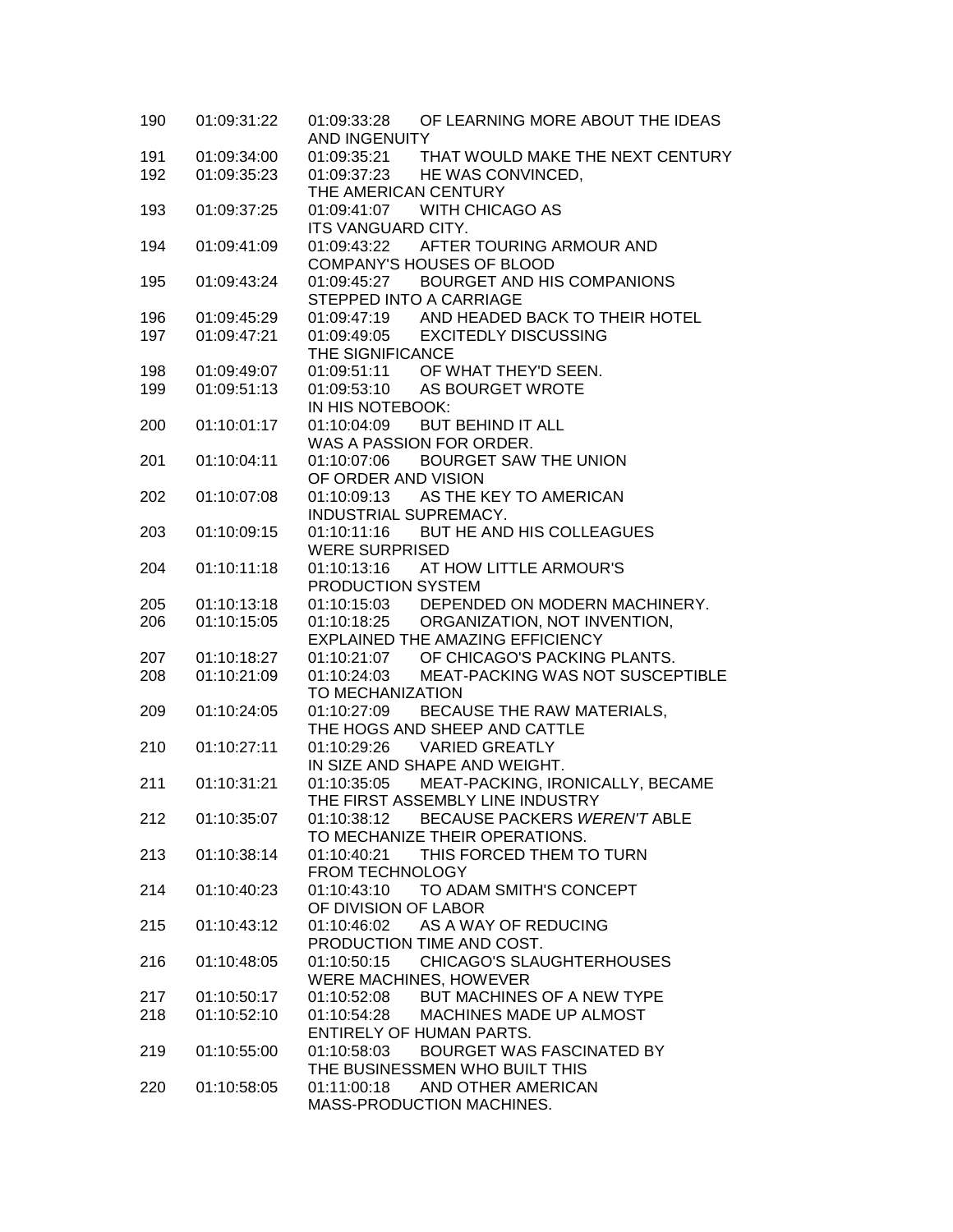| | | | |
|---|---|---|---|
| 190 | 01:09:31:22 | 01:09:33:28 | OF LEARNING MORE ABOUT THE IDEAS AND INGENUITY |
| 191 | 01:09:34:00 | 01:09:35:21 | THAT WOULD MAKE THE NEXT CENTURY |
| 192 | 01:09:35:23 | 01:09:37:23 | HE WAS CONVINCED, THE AMERICAN CENTURY |
| 193 | 01:09:37:25 | 01:09:41:07 | WITH CHICAGO AS ITS VANGUARD CITY. |
| 194 | 01:09:41:09 | 01:09:43:22 | AFTER TOURING ARMOUR AND COMPANY'S HOUSES OF BLOOD |
| 195 | 01:09:43:24 | 01:09:45:27 | BOURGET AND HIS COMPANIONS STEPPED INTO A CARRIAGE |
| 196 | 01:09:45:29 | 01:09:47:19 | AND HEADED BACK TO THEIR HOTEL |
| 197 | 01:09:47:21 | 01:09:49:05 | EXCITEDLY DISCUSSING THE SIGNIFICANCE |
| 198 | 01:09:49:07 | 01:09:51:11 | OF WHAT THEY'D SEEN. |
| 199 | 01:09:51:13 | 01:09:53:10 | AS BOURGET WROTE IN HIS NOTEBOOK: |
| 200 | 01:10:01:17 | 01:10:04:09 | BUT BEHIND IT ALL WAS A PASSION FOR ORDER. |
| 201 | 01:10:04:11 | 01:10:07:06 | BOURGET SAW THE UNION OF ORDER AND VISION |
| 202 | 01:10:07:08 | 01:10:09:13 | AS THE KEY TO AMERICAN INDUSTRIAL SUPREMACY. |
| 203 | 01:10:09:15 | 01:10:11:16 | BUT HE AND HIS COLLEAGUES WERE SURPRISED |
| 204 | 01:10:11:18 | 01:10:13:16 | AT HOW LITTLE ARMOUR'S PRODUCTION SYSTEM |
| 205 | 01:10:13:18 | 01:10:15:03 | DEPENDED ON MODERN MACHINERY. |
| 206 | 01:10:15:05 | 01:10:18:25 | ORGANIZATION, NOT INVENTION, EXPLAINED THE AMAZING EFFICIENCY |
| 207 | 01:10:18:27 | 01:10:21:07 | OF CHICAGO'S PACKING PLANTS. |
| 208 | 01:10:21:09 | 01:10:24:03 | MEAT-PACKING WAS NOT SUSCEPTIBLE TO MECHANIZATION |
| 209 | 01:10:24:05 | 01:10:27:09 | BECAUSE THE RAW MATERIALS, THE HOGS AND SHEEP AND CATTLE |
| 210 | 01:10:27:11 | 01:10:29:26 | VARIED GREATLY IN SIZE AND SHAPE AND WEIGHT. |
| 211 | 01:10:31:21 | 01:10:35:05 | MEAT-PACKING, IRONICALLY, BECAME THE FIRST ASSEMBLY LINE INDUSTRY |
| 212 | 01:10:35:07 | 01:10:38:12 | BECAUSE PACKERS *WEREN'T* ABLE TO MECHANIZE THEIR OPERATIONS. |
| 213 | 01:10:38:14 | 01:10:40:21 | THIS FORCED THEM TO TURN FROM TECHNOLOGY |
| 214 | 01:10:40:23 | 01:10:43:10 | TO ADAM SMITH'S CONCEPT OF DIVISION OF LABOR |
| 215 | 01:10:43:12 | 01:10:46:02 | AS A WAY OF REDUCING PRODUCTION TIME AND COST. |
| 216 | 01:10:48:05 | 01:10:50:15 | CHICAGO'S SLAUGHTERHOUSES WERE MACHINES, HOWEVER |
| 217 | 01:10:50:17 | 01:10:52:08 | BUT MACHINES OF A NEW TYPE |
| 218 | 01:10:52:10 | 01:10:54:28 | MACHINES MADE UP ALMOST ENTIRELY OF HUMAN PARTS. |
| 219 | 01:10:55:00 | 01:10:58:03 | BOURGET WAS FASCINATED BY THE BUSINESSMEN WHO BUILT THIS |
| 220 | 01:10:58:05 | 01:11:00:18 | AND OTHER AMERICAN MASS-PRODUCTION MACHINES. |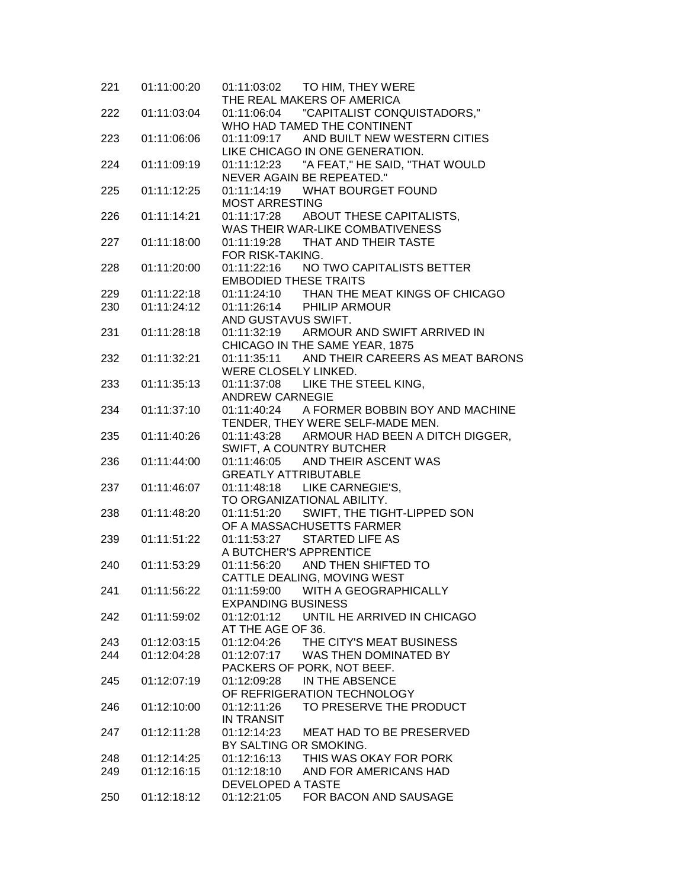| | | | |
|---|---|---|---|
| 221 | 01:11:00:20 | 01:11:03:02 | TO HIM, THEY WERE THE REAL MAKERS OF AMERICA |
| 222 | 01:11:03:04 | 01:11:06:04 | "CAPITALIST CONQUISTADORS," WHO HAD TAMED THE CONTINENT |
| 223 | 01:11:06:06 | 01:11:09:17 | AND BUILT NEW WESTERN CITIES LIKE CHICAGO IN ONE GENERATION. |
| 224 | 01:11:09:19 | 01:11:12:23 | "A FEAT," HE SAID, "THAT WOULD NEVER AGAIN BE REPEATED." |
| 225 | 01:11:12:25 | 01:11:14:19 | WHAT BOURGET FOUND MOST ARRESTING |
| 226 | 01:11:14:21 | 01:11:17:28 | ABOUT THESE CAPITALISTS, WAS THEIR WAR-LIKE COMBATIVENESS |
| 227 | 01:11:18:00 | 01:11:19:28 | THAT AND THEIR TASTE FOR RISK-TAKING. |
| 228 | 01:11:20:00 | 01:11:22:16 | NO TWO CAPITALISTS BETTER EMBODIED THESE TRAITS |
| 229 | 01:11:22:18 | 01:11:24:10 | THAN THE MEAT KINGS OF CHICAGO |
| 230 | 01:11:24:12 | 01:11:26:14 | PHILIP ARMOUR AND GUSTAVUS SWIFT. |
| 231 | 01:11:28:18 | 01:11:32:19 | ARMOUR AND SWIFT ARRIVED IN CHICAGO IN THE SAME YEAR, 1875 |
| 232 | 01:11:32:21 | 01:11:35:11 | AND THEIR CAREERS AS MEAT BARONS WERE CLOSELY LINKED. |
| 233 | 01:11:35:13 | 01:11:37:08 | LIKE THE STEEL KING, ANDREW CARNEGIE |
| 234 | 01:11:37:10 | 01:11:40:24 | A FORMER BOBBIN BOY AND MACHINE TENDER, THEY WERE SELF-MADE MEN. |
| 235 | 01:11:40:26 | 01:11:43:28 | ARMOUR HAD BEEN A DITCH DIGGER, SWIFT, A COUNTRY BUTCHER |
| 236 | 01:11:44:00 | 01:11:46:05 | AND THEIR ASCENT WAS GREATLY ATTRIBUTABLE |
| 237 | 01:11:46:07 | 01:11:48:18 | LIKE CARNEGIE'S, TO ORGANIZATIONAL ABILITY. |
| 238 | 01:11:48:20 | 01:11:51:20 | SWIFT, THE TIGHT-LIPPED SON OF A MASSACHUSETTS FARMER |
| 239 | 01:11:51:22 | 01:11:53:27 | STARTED LIFE AS A BUTCHER'S APPRENTICE |
| 240 | 01:11:53:29 | 01:11:56:20 | AND THEN SHIFTED TO CATTLE DEALING, MOVING WEST |
| 241 | 01:11:56:22 | 01:11:59:00 | WITH A GEOGRAPHICALLY EXPANDING BUSINESS |
| 242 | 01:11:59:02 | 01:12:01:12 | UNTIL HE ARRIVED IN CHICAGO AT THE AGE OF 36. |
| 243 | 01:12:03:15 | 01:12:04:26 | THE CITY'S MEAT BUSINESS |
| 244 | 01:12:04:28 | 01:12:07:17 | WAS THEN DOMINATED BY PACKERS OF PORK, NOT BEEF. |
| 245 | 01:12:07:19 | 01:12:09:28 | IN THE ABSENCE OF REFRIGERATION TECHNOLOGY |
| 246 | 01:12:10:00 | 01:12:11:26 | TO PRESERVE THE PRODUCT IN TRANSIT |
| 247 | 01:12:11:28 | 01:12:14:23 | MEAT HAD TO BE PRESERVED BY SALTING OR SMOKING. |
| 248 | 01:12:14:25 | 01:12:16:13 | THIS WAS OKAY FOR PORK |
| 249 | 01:12:16:15 | 01:12:18:10 | AND FOR AMERICANS HAD DEVELOPED A TASTE |
| 250 | 01:12:18:12 | 01:12:21:05 | FOR BACON AND SAUSAGE |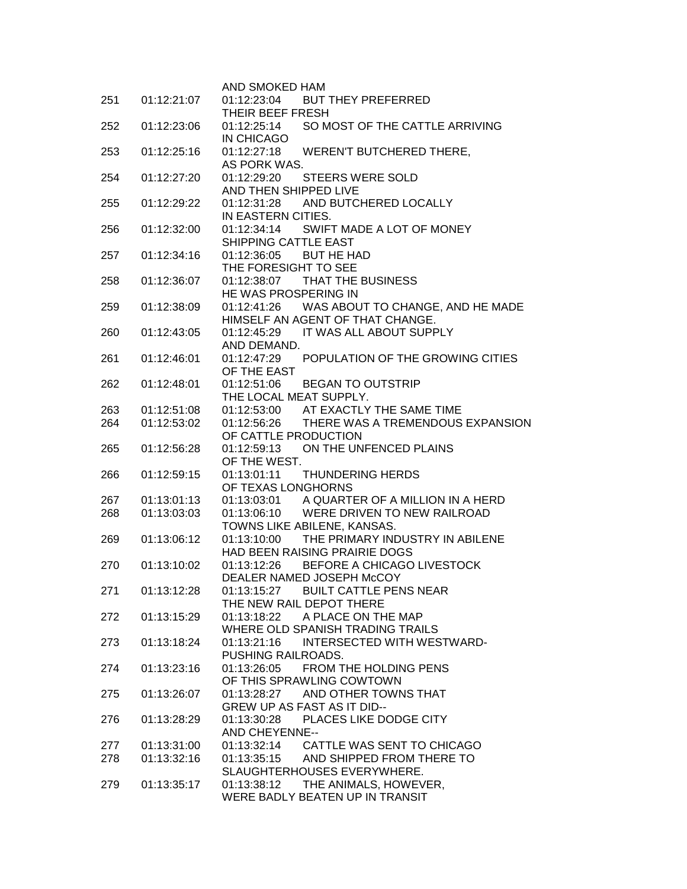AND SMOKED HAM

251 01:12:21:07 01:12:23:04 BUT THEY PREFERRED
THEIR BEEF FRESH

252 01:12:23:06 01:12:25:14 SO MOST OF THE CATTLE ARRIVING
IN CHICAGO

253 01:12:25:16 01:12:27:18 WEREN'T BUTCHERED THERE,
AS PORK WAS.

254 01:12:27:20 01:12:29:20 STEERS WERE SOLD
AND THEN SHIPPED LIVE

255 01:12:29:22 01:12:31:28 AND BUTCHERED LOCALLY
IN EASTERN CITIES.

256 01:12:32:00 01:12:34:14 SWIFT MADE A LOT OF MONEY
SHIPPING CATTLE EAST

257 01:12:34:16 01:12:36:05 BUT HE HAD
THE FORESIGHT TO SEE

258 01:12:36:07 01:12:38:07 THAT THE BUSINESS
HE WAS PROSPERING IN

259 01:12:38:09 01:12:41:26 WAS ABOUT TO CHANGE, AND HE MADE
HIMSELF AN AGENT OF THAT CHANGE.

260 01:12:43:05 01:12:45:29 IT WAS ALL ABOUT SUPPLY
AND DEMAND.

261 01:12:46:01 01:12:47:29 POPULATION OF THE GROWING CITIES
OF THE EAST

262 01:12:48:01 01:12:51:06 BEGAN TO OUTSTRIP
THE LOCAL MEAT SUPPLY.

263 01:12:51:08 01:12:53:00 AT EXACTLY THE SAME TIME

264 01:12:53:02 01:12:56:26 THERE WAS A TREMENDOUS EXPANSION
OF CATTLE PRODUCTION

265 01:12:56:28 01:12:59:13 ON THE UNFENCED PLAINS
OF THE WEST.

266 01:12:59:15 01:13:01:11 THUNDERING HERDS
OF TEXAS LONGHORNS

267 01:13:01:13 01:13:03:01 A QUARTER OF A MILLION IN A HERD

268 01:13:03:03 01:13:06:10 WERE DRIVEN TO NEW RAILROAD
TOWNS LIKE ABILENE, KANSAS.

269 01:13:06:12 01:13:10:00 THE PRIMARY INDUSTRY IN ABILENE
HAD BEEN RAISING PRAIRIE DOGS

270 01:13:10:02 01:13:12:26 BEFORE A CHICAGO LIVESTOCK
DEALER NAMED JOSEPH McCOY

271 01:13:12:28 01:13:15:27 BUILT CATTLE PENS NEAR
THE NEW RAIL DEPOT THERE

272 01:13:15:29 01:13:18:22 A PLACE ON THE MAP
WHERE OLD SPANISH TRADING TRAILS

273 01:13:18:24 01:13:21:16 INTERSECTED WITH WESTWARD-
PUSHING RAILROADS.

274 01:13:23:16 01:13:26:05 FROM THE HOLDING PENS
OF THIS SPRAWLING COWTOWN

275 01:13:26:07 01:13:28:27 AND OTHER TOWNS THAT
GREW UP AS FAST AS IT DID--

276 01:13:28:29 01:13:30:28 PLACES LIKE DODGE CITY
AND CHEYENNE--

277 01:13:31:00 01:13:32:14 CATTLE WAS SENT TO CHICAGO

278 01:13:32:16 01:13:35:15 AND SHIPPED FROM THERE TO
SLAUGHTERHOUSES EVERYWHERE.

279 01:13:35:17 01:13:38:12 THE ANIMALS, HOWEVER,
WERE BADLY BEATEN UP IN TRANSIT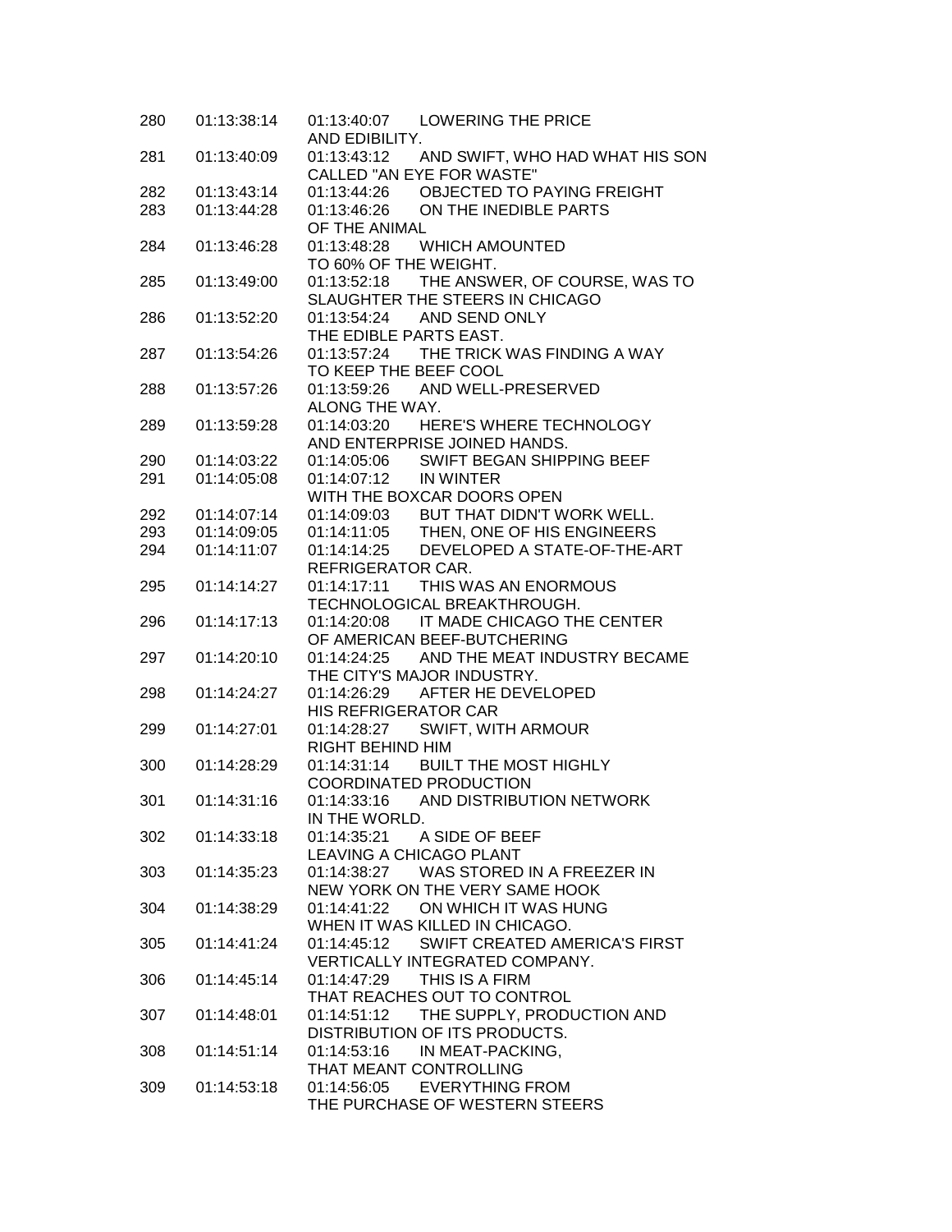280 01:13:38:14 01:13:40:07 LOWERING THE PRICE
AND EDIBILITY.
281 01:13:40:09 01:13:43:12 AND SWIFT, WHO HAD WHAT HIS SON
CALLED "AN EYE FOR WASTE"
282 01:13:43:14 01:13:44:26 OBJECTED TO PAYING FREIGHT
283 01:13:44:28 01:13:46:26 ON THE INEDIBLE PARTS
OF THE ANIMAL
284 01:13:46:28 01:13:48:28 WHICH AMOUNTED
TO 60% OF THE WEIGHT.
285 01:13:49:00 01:13:52:18 THE ANSWER, OF COURSE, WAS TO
SLAUGHTER THE STEERS IN CHICAGO
286 01:13:52:20 01:13:54:24 AND SEND ONLY
THE EDIBLE PARTS EAST.
287 01:13:54:26 01:13:57:24 THE TRICK WAS FINDING A WAY
TO KEEP THE BEEF COOL
288 01:13:57:26 01:13:59:26 AND WELL-PRESERVED
ALONG THE WAY.
289 01:13:59:28 01:14:03:20 HERE'S WHERE TECHNOLOGY
AND ENTERPRISE JOINED HANDS.
290 01:14:03:22 01:14:05:06 SWIFT BEGAN SHIPPING BEEF
291 01:14:05:08 01:14:07:12 IN WINTER
WITH THE BOXCAR DOORS OPEN
292 01:14:07:14 01:14:09:03 BUT THAT DIDN'T WORK WELL.
293 01:14:09:05 01:14:11:05 THEN, ONE OF HIS ENGINEERS
294 01:14:11:07 01:14:14:25 DEVELOPED A STATE-OF-THE-ART
REFRIGERATOR CAR.
295 01:14:14:27 01:14:17:11 THIS WAS AN ENORMOUS
TECHNOLOGICAL BREAKTHROUGH.
296 01:14:17:13 01:14:20:08 IT MADE CHICAGO THE CENTER
OF AMERICAN BEEF-BUTCHERING
297 01:14:20:10 01:14:24:25 AND THE MEAT INDUSTRY BECAME
THE CITY'S MAJOR INDUSTRY.
298 01:14:24:27 01:14:26:29 AFTER HE DEVELOPED
HIS REFRIGERATOR CAR
299 01:14:27:01 01:14:28:27 SWIFT, WITH ARMOUR
RIGHT BEHIND HIM
300 01:14:28:29 01:14:31:14 BUILT THE MOST HIGHLY
COORDINATED PRODUCTION
301 01:14:31:16 01:14:33:16 AND DISTRIBUTION NETWORK
IN THE WORLD.
302 01:14:33:18 01:14:35:21 A SIDE OF BEEF
LEAVING A CHICAGO PLANT
303 01:14:35:23 01:14:38:27 WAS STORED IN A FREEZER IN
NEW YORK ON THE VERY SAME HOOK
304 01:14:38:29 01:14:41:22 ON WHICH IT WAS HUNG
WHEN IT WAS KILLED IN CHICAGO.
305 01:14:41:24 01:14:45:12 SWIFT CREATED AMERICA'S FIRST
VERTICALLY INTEGRATED COMPANY.
306 01:14:45:14 01:14:47:29 THIS IS A FIRM
THAT REACHES OUT TO CONTROL
307 01:14:48:01 01:14:51:12 THE SUPPLY, PRODUCTION AND
DISTRIBUTION OF ITS PRODUCTS.
308 01:14:51:14 01:14:53:16 IN MEAT-PACKING,
THAT MEANT CONTROLLING
309 01:14:53:18 01:14:56:05 EVERYTHING FROM
THE PURCHASE OF WESTERN STEERS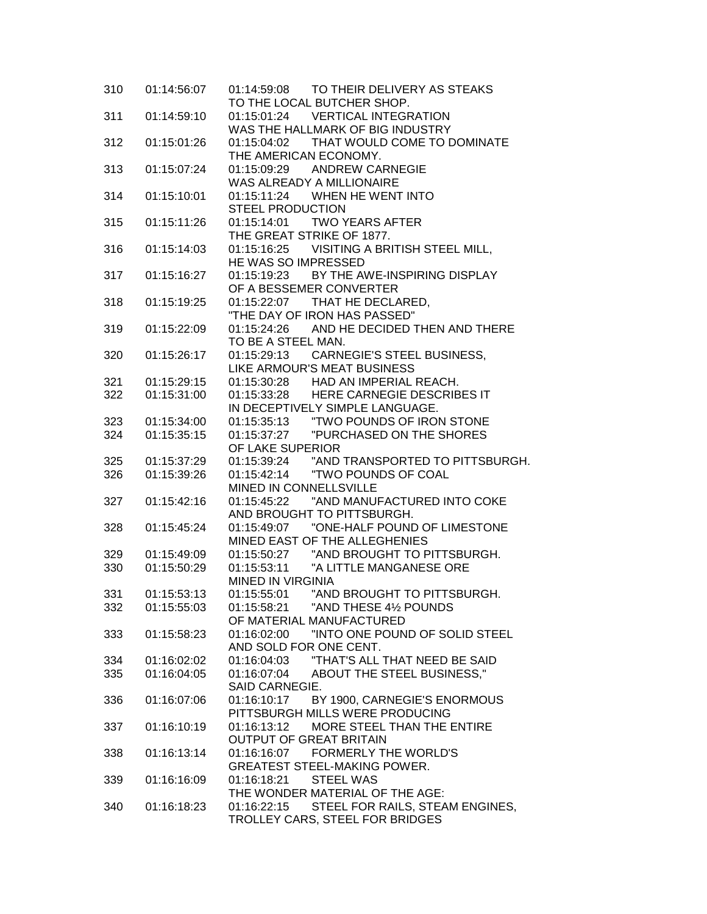310 01:14:56:07 01:14:59:08 TO THEIR DELIVERY AS STEAKS
TO THE LOCAL BUTCHER SHOP.
311 01:14:59:10 01:15:01:24 VERTICAL INTEGRATION
WAS THE HALLMARK OF BIG INDUSTRY
312 01:15:01:26 01:15:04:02 THAT WOULD COME TO DOMINATE
THE AMERICAN ECONOMY.
313 01:15:07:24 01:15:09:29 ANDREW CARNEGIE
WAS ALREADY A MILLIONAIRE
314 01:15:10:01 01:15:11:24 WHEN HE WENT INTO
STEEL PRODUCTION
315 01:15:11:26 01:15:14:01 TWO YEARS AFTER
THE GREAT STRIKE OF 1877.
316 01:15:14:03 01:15:16:25 VISITING A BRITISH STEEL MILL,
HE WAS SO IMPRESSED
317 01:15:16:27 01:15:19:23 BY THE AWE-INSPIRING DISPLAY
OF A BESSEMER CONVERTER
318 01:15:19:25 01:15:22:07 THAT HE DECLARED,
"THE DAY OF IRON HAS PASSED"
319 01:15:22:09 01:15:24:26 AND HE DECIDED THEN AND THERE
TO BE A STEEL MAN.
320 01:15:26:17 01:15:29:13 CARNEGIE'S STEEL BUSINESS,
LIKE ARMOUR'S MEAT BUSINESS
321 01:15:29:15 01:15:30:28 HAD AN IMPERIAL REACH.
322 01:15:31:00 01:15:33:28 HERE CARNEGIE DESCRIBES IT
IN DECEPTIVELY SIMPLE LANGUAGE.
323 01:15:34:00 01:15:35:13 "TWO POUNDS OF IRON STONE
324 01:15:35:15 01:15:37:27 "PURCHASED ON THE SHORES
OF LAKE SUPERIOR
325 01:15:37:29 01:15:39:24 "AND TRANSPORTED TO PITTSBURGH.
326 01:15:39:26 01:15:42:14 "TWO POUNDS OF COAL
MINED IN CONNELLSVILLE
327 01:15:42:16 01:15:45:22 "AND MANUFACTURED INTO COKE
AND BROUGHT TO PITTSBURGH.
328 01:15:45:24 01:15:49:07 "ONE-HALF POUND OF LIMESTONE
MINED EAST OF THE ALLEGHENIES
329 01:15:49:09 01:15:50:27 "AND BROUGHT TO PITTSBURGH.
330 01:15:50:29 01:15:53:11 "A LITTLE MANGANESE ORE
MINED IN VIRGINIA
331 01:15:53:13 01:15:55:01 "AND BROUGHT TO PITTSBURGH.
332 01:15:55:03 01:15:58:21 "AND THESE 4½ POUNDS
OF MATERIAL MANUFACTURED
333 01:15:58:23 01:16:02:00 "INTO ONE POUND OF SOLID STEEL
AND SOLD FOR ONE CENT.
334 01:16:02:02 01:16:04:03 "THAT'S ALL THAT NEED BE SAID
335 01:16:04:05 01:16:07:04 ABOUT THE STEEL BUSINESS,"
SAID CARNEGIE.
336 01:16:07:06 01:16:10:17 BY 1900, CARNEGIE'S ENORMOUS
PITTSBURGH MILLS WERE PRODUCING
337 01:16:10:19 01:16:13:12 MORE STEEL THAN THE ENTIRE
OUTPUT OF GREAT BRITAIN
338 01:16:13:14 01:16:16:07 FORMERLY THE WORLD'S
GREATEST STEEL-MAKING POWER.
339 01:16:16:09 01:16:18:21 STEEL WAS
THE WONDER MATERIAL OF THE AGE:
340 01:16:18:23 01:16:22:15 STEEL FOR RAILS, STEAM ENGINES,
TROLLEY CARS, STEEL FOR BRIDGES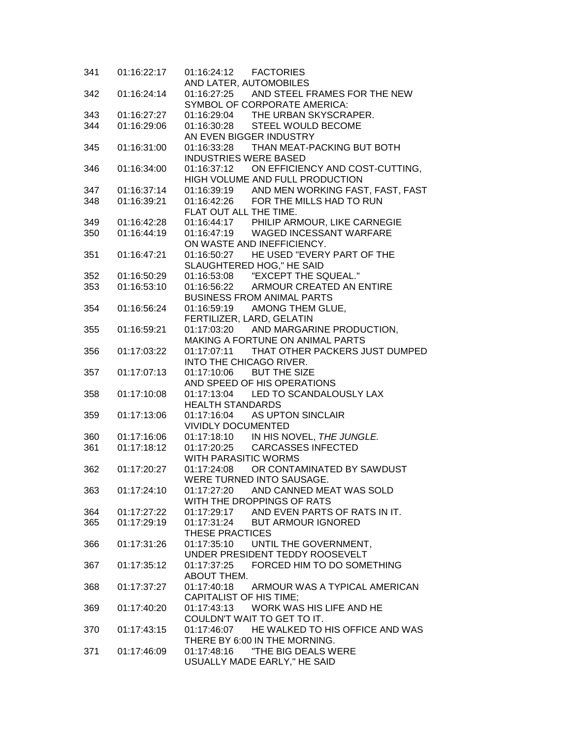341 01:16:22:17 01:16:24:12 FACTORIES
AND LATER, AUTOMOBILES
342 01:16:24:14 01:16:27:25 AND STEEL FRAMES FOR THE NEW
SYMBOL OF CORPORATE AMERICA:
343 01:16:27:27 01:16:29:04 THE URBAN SKYSCRAPER.
344 01:16:29:06 01:16:30:28 STEEL WOULD BECOME
AN EVEN BIGGER INDUSTRY
345 01:16:31:00 01:16:33:28 THAN MEAT-PACKING BUT BOTH
INDUSTRIES WERE BASED
346 01:16:34:00 01:16:37:12 ON EFFICIENCY AND COST-CUTTING,
HIGH VOLUME AND FULL PRODUCTION
347 01:16:37:14 01:16:39:19 AND MEN WORKING FAST, FAST, FAST
348 01:16:39:21 01:16:42:26 FOR THE MILLS HAD TO RUN
FLAT OUT ALL THE TIME.
349 01:16:42:28 01:16:44:17 PHILIP ARMOUR, LIKE CARNEGIE
350 01:16:44:19 01:16:47:19 WAGED INCESSANT WARFARE
ON WASTE AND INEFFICIENCY.
351 01:16:47:21 01:16:50:27 HE USED "EVERY PART OF THE
SLAUGHTERED HOG," HE SAID
352 01:16:50:29 01:16:53:08 "EXCEPT THE SQUEAL."
353 01:16:53:10 01:16:56:22 ARMOUR CREATED AN ENTIRE
BUSINESS FROM ANIMAL PARTS
354 01:16:56:24 01:16:59:19 AMONG THEM GLUE,
FERTILIZER, LARD, GELATIN
355 01:16:59:21 01:17:03:20 AND MARGARINE PRODUCTION,
MAKING A FORTUNE ON ANIMAL PARTS
356 01:17:03:22 01:17:07:11 THAT OTHER PACKERS JUST DUMPED
INTO THE CHICAGO RIVER.
357 01:17:07:13 01:17:10:06 BUT THE SIZE
AND SPEED OF HIS OPERATIONS
358 01:17:10:08 01:17:13:04 LED TO SCANDALOUSLY LAX
HEALTH STANDARDS
359 01:17:13:06 01:17:16:04 AS UPTON SINCLAIR
VIVIDLY DOCUMENTED
360 01:17:16:06 01:17:18:10 IN HIS NOVEL, *THE JUNGLE.*
361 01:17:18:12 01:17:20:25 CARCASSES INFECTED
WITH PARASITIC WORMS
362 01:17:20:27 01:17:24:08 OR CONTAMINATED BY SAWDUST
WERE TURNED INTO SAUSAGE.
363 01:17:24:10 01:17:27:20 AND CANNED MEAT WAS SOLD
WITH THE DROPPINGS OF RATS
364 01:17:27:22 01:17:29:17 AND EVEN PARTS OF RATS IN IT.
365 01:17:29:19 01:17:31:24 BUT ARMOUR IGNORED
THESE PRACTICES
366 01:17:31:26 01:17:35:10 UNTIL THE GOVERNMENT,
UNDER PRESIDENT TEDDY ROOSEVELT
367 01:17:35:12 01:17:37:25 FORCED HIM TO DO SOMETHING
ABOUT THEM.
368 01:17:37:27 01:17:40:18 ARMOUR WAS A TYPICAL AMERICAN
CAPITALIST OF HIS TIME;
369 01:17:40:20 01:17:43:13 WORK WAS HIS LIFE AND HE
COULDN'T WAIT TO GET TO IT.
370 01:17:43:15 01:17:46:07 HE WALKED TO HIS OFFICE AND WAS
THERE BY 6:00 IN THE MORNING.
371 01:17:46:09 01:17:48:16 "THE BIG DEALS WERE
USUALLY MADE EARLY," HE SAID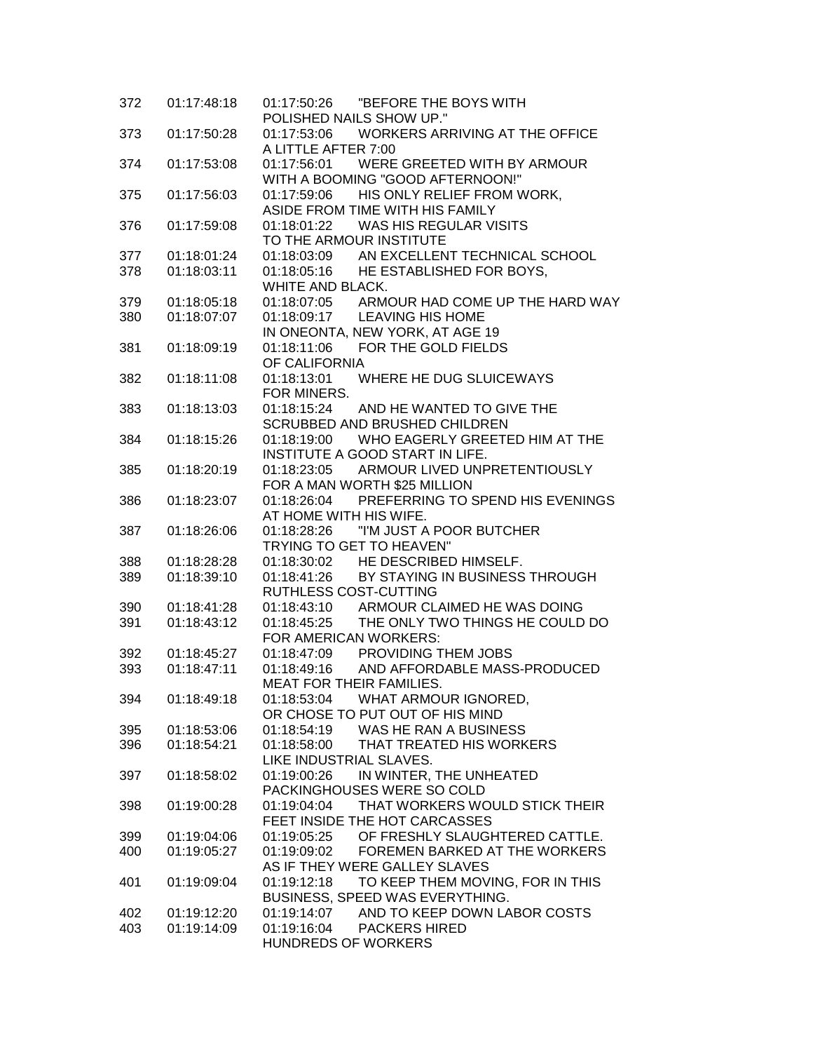372 01:17:48:18 01:17:50:26 "BEFORE THE BOYS WITH
POLISHED NAILS SHOW UP."
373 01:17:50:28 01:17:53:06 WORKERS ARRIVING AT THE OFFICE
A LITTLE AFTER 7:00
374 01:17:53:08 01:17:56:01 WERE GREETED WITH BY ARMOUR
WITH A BOOMING "GOOD AFTERNOON!"
375 01:17:56:03 01:17:59:06 HIS ONLY RELIEF FROM WORK,
ASIDE FROM TIME WITH HIS FAMILY
376 01:17:59:08 01:18:01:22 WAS HIS REGULAR VISITS
TO THE ARMOUR INSTITUTE
377 01:18:01:24 01:18:03:09 AN EXCELLENT TECHNICAL SCHOOL
378 01:18:03:11 01:18:05:16 HE ESTABLISHED FOR BOYS,
WHITE AND BLACK.
379 01:18:05:18 01:18:07:05 ARMOUR HAD COME UP THE HARD WAY
380 01:18:07:07 01:18:09:17 LEAVING HIS HOME
IN ONEONTA, NEW YORK, AT AGE 19
381 01:18:09:19 01:18:11:06 FOR THE GOLD FIELDS
OF CALIFORNIA
382 01:18:11:08 01:18:13:01 WHERE HE DUG SLUICEWAYS
FOR MINERS.
383 01:18:13:03 01:18:15:24 AND HE WANTED TO GIVE THE
SCRUBBED AND BRUSHED CHILDREN
384 01:18:15:26 01:18:19:00 WHO EAGERLY GREETED HIM AT THE
INSTITUTE A GOOD START IN LIFE.
385 01:18:20:19 01:18:23:05 ARMOUR LIVED UNPRETENTIOUSLY
FOR A MAN WORTH $25 MILLION
386 01:18:23:07 01:18:26:04 PREFERRING TO SPEND HIS EVENINGS
AT HOME WITH HIS WIFE.
387 01:18:26:06 01:18:28:26 "I'M JUST A POOR BUTCHER
TRYING TO GET TO HEAVEN"
388 01:18:28:28 01:18:30:02 HE DESCRIBED HIMSELF.
389 01:18:39:10 01:18:41:26 BY STAYING IN BUSINESS THROUGH
RUTHLESS COST-CUTTING
390 01:18:41:28 01:18:43:10 ARMOUR CLAIMED HE WAS DOING
391 01:18:43:12 01:18:45:25 THE ONLY TWO THINGS HE COULD DO
FOR AMERICAN WORKERS:
392 01:18:45:27 01:18:47:09 PROVIDING THEM JOBS
393 01:18:47:11 01:18:49:16 AND AFFORDABLE MASS-PRODUCED
MEAT FOR THEIR FAMILIES.
394 01:18:49:18 01:18:53:04 WHAT ARMOUR IGNORED,
OR CHOSE TO PUT OUT OF HIS MIND
395 01:18:53:06 01:18:54:19 WAS HE RAN A BUSINESS
396 01:18:54:21 01:18:58:00 THAT TREATED HIS WORKERS
LIKE INDUSTRIAL SLAVES.
397 01:18:58:02 01:19:00:26 IN WINTER, THE UNHEATED
PACKINGHOUSES WERE SO COLD
398 01:19:00:28 01:19:04:04 THAT WORKERS WOULD STICK THEIR
FEET INSIDE THE HOT CARCASSES
399 01:19:04:06 01:19:05:25 OF FRESHLY SLAUGHTERED CATTLE.
400 01:19:05:27 01:19:09:02 FOREMEN BARKED AT THE WORKERS
AS IF THEY WERE GALLEY SLAVES
401 01:19:09:04 01:19:12:18 TO KEEP THEM MOVING, FOR IN THIS
BUSINESS, SPEED WAS EVERYTHING.
402 01:19:12:20 01:19:14:07 AND TO KEEP DOWN LABOR COSTS
403 01:19:14:09 01:19:16:04 PACKERS HIRED
HUNDREDS OF WORKERS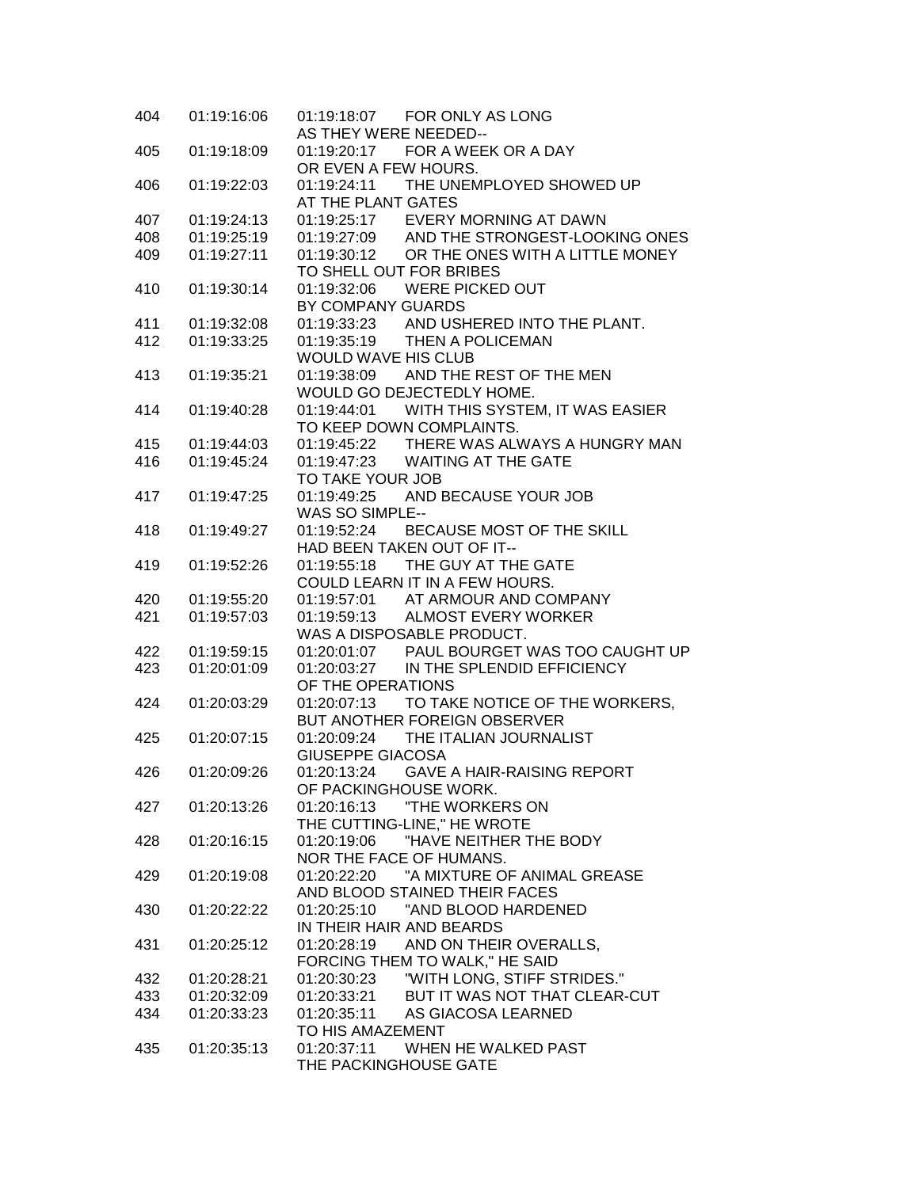| | | | |
|---|---|---|---|
| 404 | 01:19:16:06 | 01:19:18:07 | FOR ONLY AS LONG AS THEY WERE NEEDED-- |
| 405 | 01:19:18:09 | 01:19:20:17 | FOR A WEEK OR A DAY OR EVEN A FEW HOURS. |
| 406 | 01:19:22:03 | 01:19:24:11 | THE UNEMPLOYED SHOWED UP AT THE PLANT GATES |
| 407 | 01:19:24:13 | 01:19:25:17 | EVERY MORNING AT DAWN |
| 408 | 01:19:25:19 | 01:19:27:09 | AND THE STRONGEST-LOOKING ONES |
| 409 | 01:19:27:11 | 01:19:30:12 | OR THE ONES WITH A LITTLE MONEY TO SHELL OUT FOR BRIBES |
| 410 | 01:19:30:14 | 01:19:32:06 | WERE PICKED OUT BY COMPANY GUARDS |
| 411 | 01:19:32:08 | 01:19:33:23 | AND USHERED INTO THE PLANT. |
| 412 | 01:19:33:25 | 01:19:35:19 | THEN A POLICEMAN WOULD WAVE HIS CLUB |
| 413 | 01:19:35:21 | 01:19:38:09 | AND THE REST OF THE MEN WOULD GO DEJECTEDLY HOME. |
| 414 | 01:19:40:28 | 01:19:44:01 | WITH THIS SYSTEM, IT WAS EASIER TO KEEP DOWN COMPLAINTS. |
| 415 | 01:19:44:03 | 01:19:45:22 | THERE WAS ALWAYS A HUNGRY MAN |
| 416 | 01:19:45:24 | 01:19:47:23 | WAITING AT THE GATE TO TAKE YOUR JOB |
| 417 | 01:19:47:25 | 01:19:49:25 | AND BECAUSE YOUR JOB WAS SO SIMPLE-- |
| 418 | 01:19:49:27 | 01:19:52:24 | BECAUSE MOST OF THE SKILL HAD BEEN TAKEN OUT OF IT-- |
| 419 | 01:19:52:26 | 01:19:55:18 | THE GUY AT THE GATE COULD LEARN IT IN A FEW HOURS. |
| 420 | 01:19:55:20 | 01:19:57:01 | AT ARMOUR AND COMPANY |
| 421 | 01:19:57:03 | 01:19:59:13 | ALMOST EVERY WORKER WAS A DISPOSABLE PRODUCT. |
| 422 | 01:19:59:15 | 01:20:01:07 | PAUL BOURGET WAS TOO CAUGHT UP |
| 423 | 01:20:01:09 | 01:20:03:27 | IN THE SPLENDID EFFICIENCY OF THE OPERATIONS |
| 424 | 01:20:03:29 | 01:20:07:13 | TO TAKE NOTICE OF THE WORKERS, BUT ANOTHER FOREIGN OBSERVER |
| 425 | 01:20:07:15 | 01:20:09:24 | THE ITALIAN JOURNALIST GIUSEPPE GIACOSA |
| 426 | 01:20:09:26 | 01:20:13:24 | GAVE A HAIR-RAISING REPORT OF PACKINGHOUSE WORK. |
| 427 | 01:20:13:26 | 01:20:16:13 | "THE WORKERS ON THE CUTTING-LINE," HE WROTE |
| 428 | 01:20:16:15 | 01:20:19:06 | "HAVE NEITHER THE BODY NOR THE FACE OF HUMANS. |
| 429 | 01:20:19:08 | 01:20:22:20 | "A MIXTURE OF ANIMAL GREASE AND BLOOD STAINED THEIR FACES |
| 430 | 01:20:22:22 | 01:20:25:10 | "AND BLOOD HARDENED IN THEIR HAIR AND BEARDS |
| 431 | 01:20:25:12 | 01:20:28:19 | AND ON THEIR OVERALLS, FORCING THEM TO WALK," HE SAID |
| 432 | 01:20:28:21 | 01:20:30:23 | "WITH LONG, STIFF STRIDES." |
| 433 | 01:20:32:09 | 01:20:33:21 | BUT IT WAS NOT THAT CLEAR-CUT |
| 434 | 01:20:33:23 | 01:20:35:11 | AS GIACOSA LEARNED TO HIS AMAZEMENT |
| 435 | 01:20:35:13 | 01:20:37:11 | WHEN HE WALKED PAST THE PACKINGHOUSE GATE |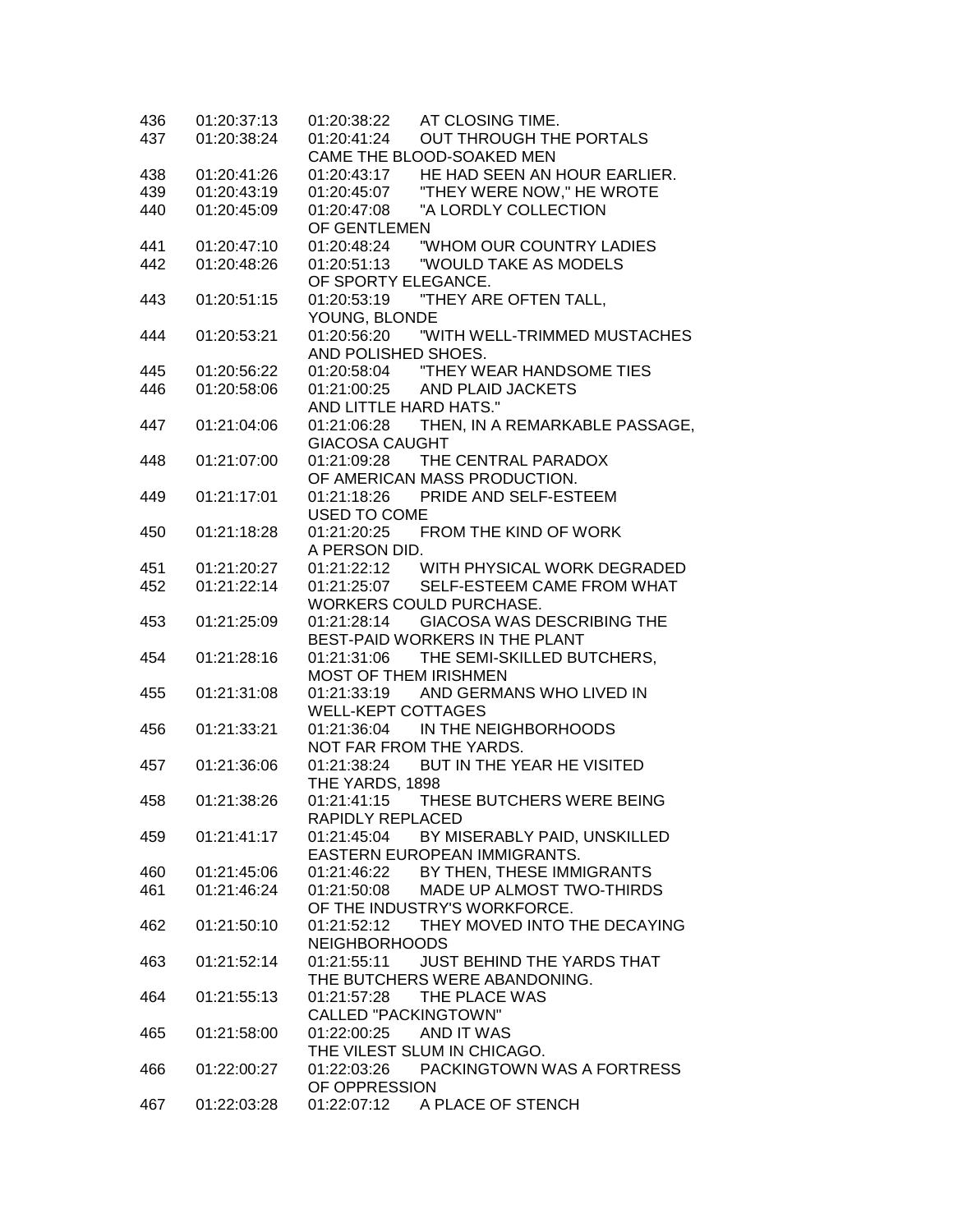| | | | |
|---|---|---|---|
| 436 | 01:20:37:13 | 01:20:38:22 | AT CLOSING TIME. |
| 437 | 01:20:38:24 | 01:20:41:24 | OUT THROUGH THE PORTALS CAME THE BLOOD-SOAKED MEN |
| 438 | 01:20:41:26 | 01:20:43:17 | HE HAD SEEN AN HOUR EARLIER. |
| 439 | 01:20:43:19 | 01:20:45:07 | "THEY WERE NOW," HE WROTE |
| 440 | 01:20:45:09 | 01:20:47:08 | "A LORDLY COLLECTION OF GENTLEMEN |
| 441 | 01:20:47:10 | 01:20:48:24 | "WHOM OUR COUNTRY LADIES |
| 442 | 01:20:48:26 | 01:20:51:13 | "WOULD TAKE AS MODELS OF SPORTY ELEGANCE. |
| 443 | 01:20:51:15 | 01:20:53:19 | "THEY ARE OFTEN TALL, YOUNG, BLONDE |
| 444 | 01:20:53:21 | 01:20:56:20 | "WITH WELL-TRIMMED MUSTACHES AND POLISHED SHOES. |
| 445 | 01:20:56:22 | 01:20:58:04 | "THEY WEAR HANDSOME TIES |
| 446 | 01:20:58:06 | 01:21:00:25 | AND PLAID JACKETS AND LITTLE HARD HATS." |
| 447 | 01:21:04:06 | 01:21:06:28 | THEN, IN A REMARKABLE PASSAGE, GIACOSA CAUGHT |
| 448 | 01:21:07:00 | 01:21:09:28 | THE CENTRAL PARADOX OF AMERICAN MASS PRODUCTION. |
| 449 | 01:21:17:01 | 01:21:18:26 | PRIDE AND SELF-ESTEEM USED TO COME |
| 450 | 01:21:18:28 | 01:21:20:25 | FROM THE KIND OF WORK A PERSON DID. |
| 451 | 01:21:20:27 | 01:21:22:12 | WITH PHYSICAL WORK DEGRADED |
| 452 | 01:21:22:14 | 01:21:25:07 | SELF-ESTEEM CAME FROM WHAT WORKERS COULD PURCHASE. |
| 453 | 01:21:25:09 | 01:21:28:14 | GIACOSA WAS DESCRIBING THE BEST-PAID WORKERS IN THE PLANT |
| 454 | 01:21:28:16 | 01:21:31:06 | THE SEMI-SKILLED BUTCHERS, MOST OF THEM IRISHMEN |
| 455 | 01:21:31:08 | 01:21:33:19 | AND GERMANS WHO LIVED IN WELL-KEPT COTTAGES |
| 456 | 01:21:33:21 | 01:21:36:04 | IN THE NEIGHBORHOODS NOT FAR FROM THE YARDS. |
| 457 | 01:21:36:06 | 01:21:38:24 | BUT IN THE YEAR HE VISITED THE YARDS, 1898 |
| 458 | 01:21:38:26 | 01:21:41:15 | THESE BUTCHERS WERE BEING RAPIDLY REPLACED |
| 459 | 01:21:41:17 | 01:21:45:04 | BY MISERABLY PAID, UNSKILLED EASTERN EUROPEAN IMMIGRANTS. |
| 460 | 01:21:45:06 | 01:21:46:22 | BY THEN, THESE IMMIGRANTS |
| 461 | 01:21:46:24 | 01:21:50:08 | MADE UP ALMOST TWO-THIRDS OF THE INDUSTRY'S WORKFORCE. |
| 462 | 01:21:50:10 | 01:21:52:12 | THEY MOVED INTO THE DECAYING NEIGHBORHOODS |
| 463 | 01:21:52:14 | 01:21:55:11 | JUST BEHIND THE YARDS THAT THE BUTCHERS WERE ABANDONING. |
| 464 | 01:21:55:13 | 01:21:57:28 | THE PLACE WAS CALLED "PACKINGTOWN" |
| 465 | 01:21:58:00 | 01:22:00:25 | AND IT WAS THE VILEST SLUM IN CHICAGO. |
| 466 | 01:22:00:27 | 01:22:03:26 | PACKINGTOWN WAS A FORTRESS OF OPPRESSION |
| 467 | 01:22:03:28 | 01:22:07:12 | A PLACE OF STENCH |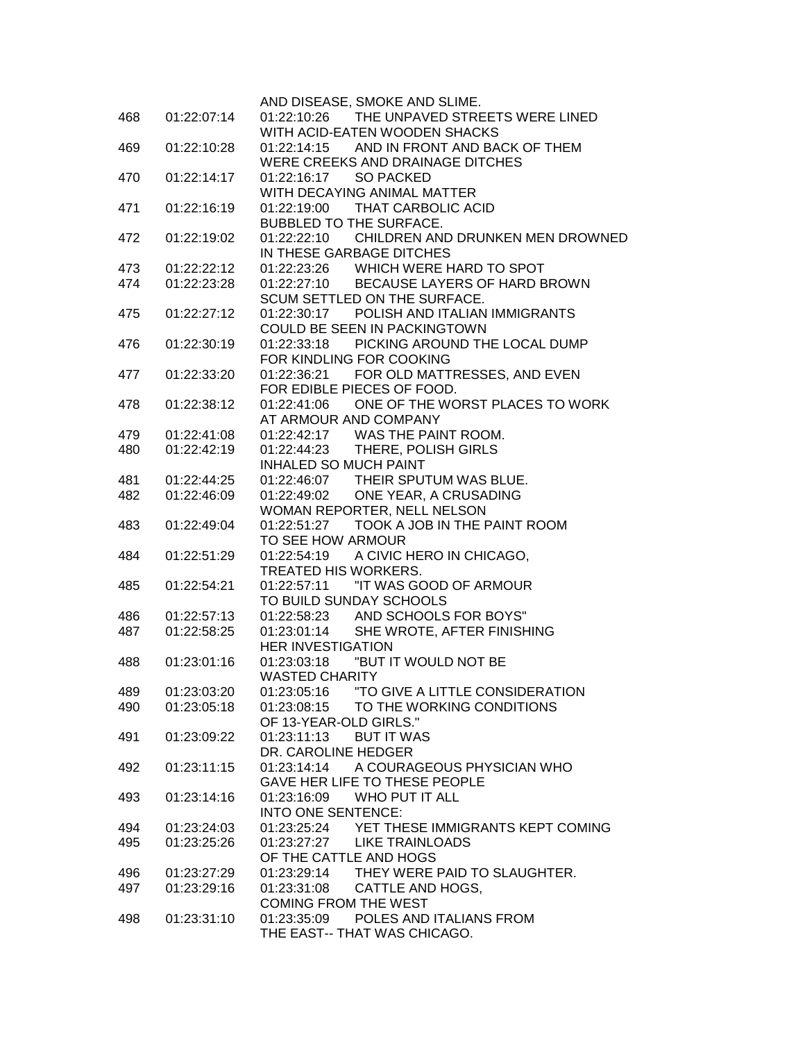AND DISEASE, SMOKE AND SLIME.

| | | |
|---|---|---|
| 468 | 01:22:07:14 | 01:22:10:26 THE UNPAVED STREETS WERE LINED WITH ACID-EATEN WOODEN SHACKS |
| 469 | 01:22:10:28 | 01:22:14:15 AND IN FRONT AND BACK OF THEM WERE CREEKS AND DRAINAGE DITCHES |
| 470 | 01:22:14:17 | 01:22:16:17 SO PACKED WITH DECAYING ANIMAL MATTER |
| 471 | 01:22:16:19 | 01:22:19:00 THAT CARBOLIC ACID BUBBLED TO THE SURFACE. |
| 472 | 01:22:19:02 | 01:22:22:10 CHILDREN AND DRUNKEN MEN DROWNED IN THESE GARBAGE DITCHES |
| 473 | 01:22:22:12 | 01:22:23:26 WHICH WERE HARD TO SPOT |
| 474 | 01:22:23:28 | 01:22:27:10 BECAUSE LAYERS OF HARD BROWN SCUM SETTLED ON THE SURFACE. |
| 475 | 01:22:27:12 | 01:22:30:17 POLISH AND ITALIAN IMMIGRANTS COULD BE SEEN IN PACKINGTOWN |
| 476 | 01:22:30:19 | 01:22:33:18 PICKING AROUND THE LOCAL DUMP FOR KINDLING FOR COOKING |
| 477 | 01:22:33:20 | 01:22:36:21 FOR OLD MATTRESSES, AND EVEN FOR EDIBLE PIECES OF FOOD. |
| 478 | 01:22:38:12 | 01:22:41:06 ONE OF THE WORST PLACES TO WORK AT ARMOUR AND COMPANY |
| 479 | 01:22:41:08 | 01:22:42:17 WAS THE PAINT ROOM. |
| 480 | 01:22:42:19 | 01:22:44:23 THERE, POLISH GIRLS INHALED SO MUCH PAINT |
| 481 | 01:22:44:25 | 01:22:46:07 THEIR SPUTUM WAS BLUE. |
| 482 | 01:22:46:09 | 01:22:49:02 ONE YEAR, A CRUSADING WOMAN REPORTER, NELL NELSON |
| 483 | 01:22:49:04 | 01:22:51:27 TOOK A JOB IN THE PAINT ROOM TO SEE HOW ARMOUR |
| 484 | 01:22:51:29 | 01:22:54:19 A CIVIC HERO IN CHICAGO, TREATED HIS WORKERS. |
| 485 | 01:22:54:21 | 01:22:57:11 "IT WAS GOOD OF ARMOUR TO BUILD SUNDAY SCHOOLS |
| 486 | 01:22:57:13 | 01:22:58:23 AND SCHOOLS FOR BOYS" |
| 487 | 01:22:58:25 | 01:23:01:14 SHE WROTE, AFTER FINISHING HER INVESTIGATION |
| 488 | 01:23:01:16 | 01:23:03:18 "BUT IT WOULD NOT BE WASTED CHARITY |
| 489 | 01:23:03:20 | 01:23:05:16 "TO GIVE A LITTLE CONSIDERATION |
| 490 | 01:23:05:18 | 01:23:08:15 TO THE WORKING CONDITIONS OF 13-YEAR-OLD GIRLS." |
| 491 | 01:23:09:22 | 01:23:11:13 BUT IT WAS DR. CAROLINE HEDGER |
| 492 | 01:23:11:15 | 01:23:14:14 A COURAGEOUS PHYSICIAN WHO GAVE HER LIFE TO THESE PEOPLE |
| 493 | 01:23:14:16 | 01:23:16:09 WHO PUT IT ALL INTO ONE SENTENCE: |
| 494 | 01:23:24:03 | 01:23:25:24 YET THESE IMMIGRANTS KEPT COMING |
| 495 | 01:23:25:26 | 01:23:27:27 LIKE TRAINLOADS OF THE CATTLE AND HOGS |
| 496 | 01:23:27:29 | 01:23:29:14 THEY WERE PAID TO SLAUGHTER. |
| 497 | 01:23:29:16 | 01:23:31:08 CATTLE AND HOGS, COMING FROM THE WEST |
| 498 | 01:23:31:10 | 01:23:35:09 POLES AND ITALIANS FROM THE EAST-- THAT WAS CHICAGO. |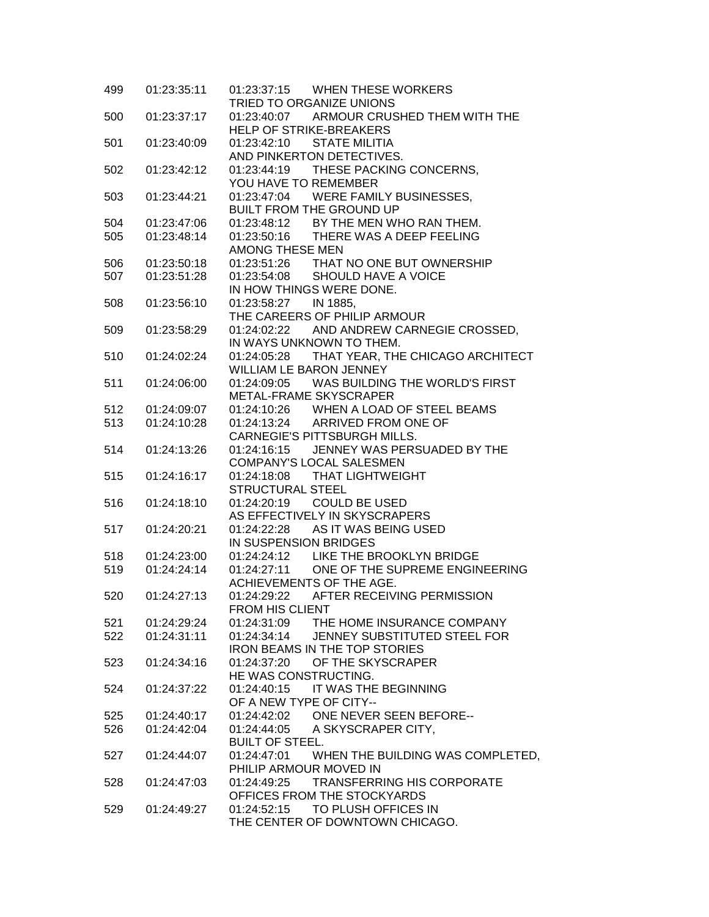| | | | |
|---|---|---|---|
| 499 | 01:23:35:11 | 01:23:37:15 | WHEN THESE WORKERS TRIED TO ORGANIZE UNIONS |
| 500 | 01:23:37:17 | 01:23:40:07 | ARMOUR CRUSHED THEM WITH THE HELP OF STRIKE-BREAKERS |
| 501 | 01:23:40:09 | 01:23:42:10 | STATE MILITIA AND PINKERTON DETECTIVES. |
| 502 | 01:23:42:12 | 01:23:44:19 | THESE PACKING CONCERNS, YOU HAVE TO REMEMBER |
| 503 | 01:23:44:21 | 01:23:47:04 | WERE FAMILY BUSINESSES, BUILT FROM THE GROUND UP |
| 504 | 01:23:47:06 | 01:23:48:12 | BY THE MEN WHO RAN THEM. |
| 505 | 01:23:48:14 | 01:23:50:16 | THERE WAS A DEEP FEELING AMONG THESE MEN |
| 506 | 01:23:50:18 | 01:23:51:26 | THAT NO ONE BUT OWNERSHIP |
| 507 | 01:23:51:28 | 01:23:54:08 | SHOULD HAVE A VOICE IN HOW THINGS WERE DONE. |
| 508 | 01:23:56:10 | 01:23:58:27 | IN 1885, THE CAREERS OF PHILIP ARMOUR |
| 509 | 01:23:58:29 | 01:24:02:22 | AND ANDREW CARNEGIE CROSSED, IN WAYS UNKNOWN TO THEM. |
| 510 | 01:24:02:24 | 01:24:05:28 | THAT YEAR, THE CHICAGO ARCHITECT WILLIAM LE BARON JENNEY |
| 511 | 01:24:06:00 | 01:24:09:05 | WAS BUILDING THE WORLD'S FIRST METAL-FRAME SKYSCRAPER |
| 512 | 01:24:09:07 | 01:24:10:26 | WHEN A LOAD OF STEEL BEAMS |
| 513 | 01:24:10:28 | 01:24:13:24 | ARRIVED FROM ONE OF CARNEGIE'S PITTSBURGH MILLS. |
| 514 | 01:24:13:26 | 01:24:16:15 | JENNEY WAS PERSUADED BY THE COMPANY'S LOCAL SALESMEN |
| 515 | 01:24:16:17 | 01:24:18:08 | THAT LIGHTWEIGHT STRUCTURAL STEEL |
| 516 | 01:24:18:10 | 01:24:20:19 | COULD BE USED AS EFFECTIVELY IN SKYSCRAPERS |
| 517 | 01:24:20:21 | 01:24:22:28 | AS IT WAS BEING USED IN SUSPENSION BRIDGES |
| 518 | 01:24:23:00 | 01:24:24:12 | LIKE THE BROOKLYN BRIDGE |
| 519 | 01:24:24:14 | 01:24:27:11 | ONE OF THE SUPREME ENGINEERING ACHIEVEMENTS OF THE AGE. |
| 520 | 01:24:27:13 | 01:24:29:22 | AFTER RECEIVING PERMISSION FROM HIS CLIENT |
| 521 | 01:24:29:24 | 01:24:31:09 | THE HOME INSURANCE COMPANY |
| 522 | 01:24:31:11 | 01:24:34:14 | JENNEY SUBSTITUTED STEEL FOR IRON BEAMS IN THE TOP STORIES |
| 523 | 01:24:34:16 | 01:24:37:20 | OF THE SKYSCRAPER HE WAS CONSTRUCTING. |
| 524 | 01:24:37:22 | 01:24:40:15 | IT WAS THE BEGINNING OF A NEW TYPE OF CITY-- |
| 525 | 01:24:40:17 | 01:24:42:02 | ONE NEVER SEEN BEFORE-- |
| 526 | 01:24:42:04 | 01:24:44:05 | A SKYSCRAPER CITY, BUILT OF STEEL. |
| 527 | 01:24:44:07 | 01:24:47:01 | WHEN THE BUILDING WAS COMPLETED, PHILIP ARMOUR MOVED IN |
| 528 | 01:24:47:03 | 01:24:49:25 | TRANSFERRING HIS CORPORATE OFFICES FROM THE STOCKYARDS |
| 529 | 01:24:49:27 | 01:24:52:15 | TO PLUSH OFFICES IN THE CENTER OF DOWNTOWN CHICAGO. |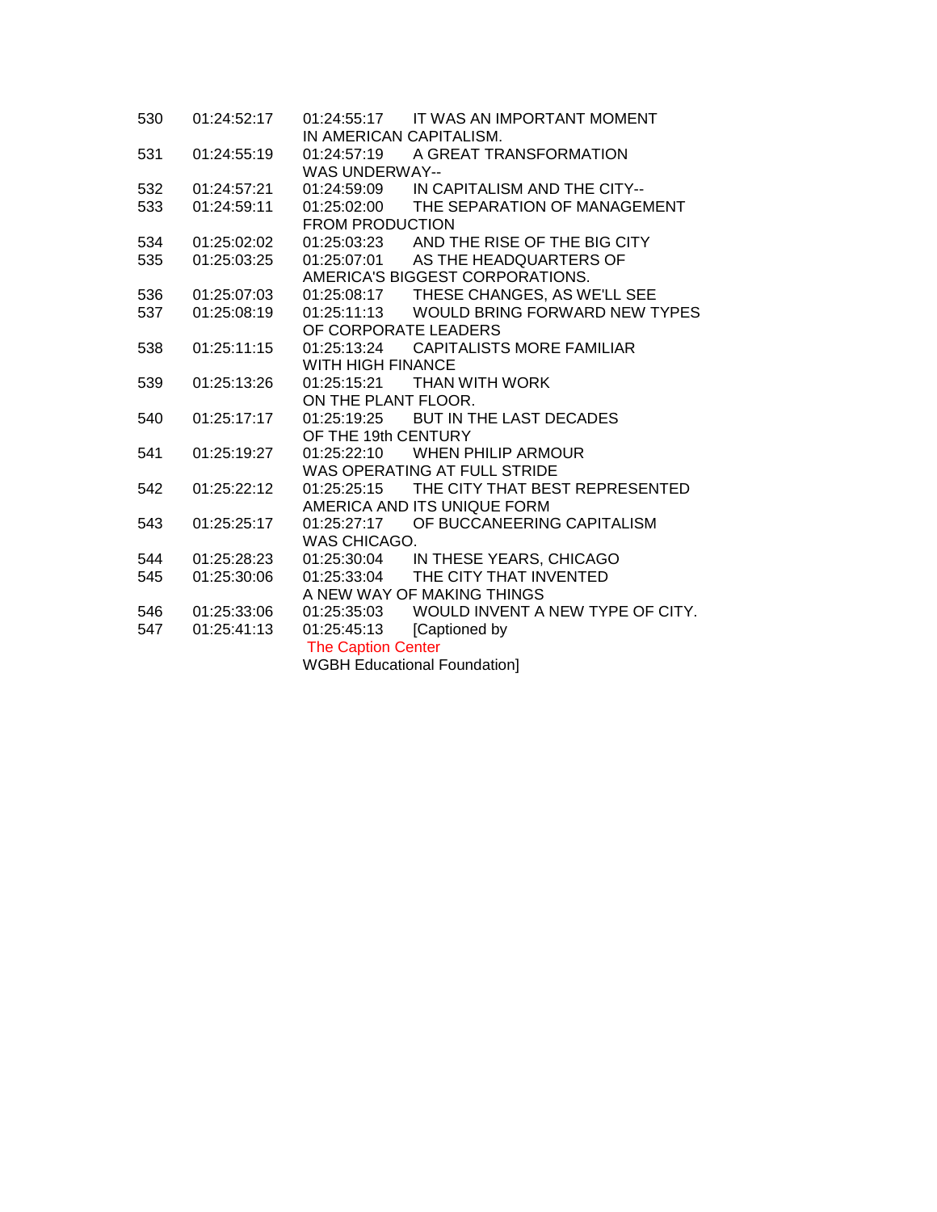| | | | |
|---|---|---|---|
| 530 | 01:24:52:17 | 01:24:55:17 | IT WAS AN IMPORTANT MOMENT IN AMERICAN CAPITALISM. |
| 531 | 01:24:55:19 | 01:24:57:19 | A GREAT TRANSFORMATION WAS UNDERWAY-- |
| 532 | 01:24:57:21 | 01:24:59:09 | IN CAPITALISM AND THE CITY-- |
| 533 | 01:24:59:11 | 01:25:02:00 | THE SEPARATION OF MANAGEMENT FROM PRODUCTION |
| 534 | 01:25:02:02 | 01:25:03:23 | AND THE RISE OF THE BIG CITY |
| 535 | 01:25:03:25 | 01:25:07:01 | AS THE HEADQUARTERS OF AMERICA'S BIGGEST CORPORATIONS. |
| 536 | 01:25:07:03 | 01:25:08:17 | THESE CHANGES, AS WE'LL SEE |
| 537 | 01:25:08:19 | 01:25:11:13 | WOULD BRING FORWARD NEW TYPES OF CORPORATE LEADERS |
| 538 | 01:25:11:15 | 01:25:13:24 | CAPITALISTS MORE FAMILIAR WITH HIGH FINANCE |
| 539 | 01:25:13:26 | 01:25:15:21 | THAN WITH WORK ON THE PLANT FLOOR. |
| 540 | 01:25:17:17 | 01:25:19:25 | BUT IN THE LAST DECADES OF THE 19th CENTURY |
| 541 | 01:25:19:27 | 01:25:22:10 | WHEN PHILIP ARMOUR WAS OPERATING AT FULL STRIDE |
| 542 | 01:25:22:12 | 01:25:25:15 | THE CITY THAT BEST REPRESENTED AMERICA AND ITS UNIQUE FORM |
| 543 | 01:25:25:17 | 01:25:27:17 | OF BUCCANEERING CAPITALISM WAS CHICAGO. |
| 544 | 01:25:28:23 | 01:25:30:04 | IN THESE YEARS, CHICAGO |
| 545 | 01:25:30:06 | 01:25:33:04 | THE CITY THAT INVENTED A NEW WAY OF MAKING THINGS |
| 546 | 01:25:33:06 | 01:25:35:03 | WOULD INVENT A NEW TYPE OF CITY. |
| 547 | 01:25:41:13 | 01:25:45:13 | [Captioned by The Caption Center WGBH Educational Foundation] |